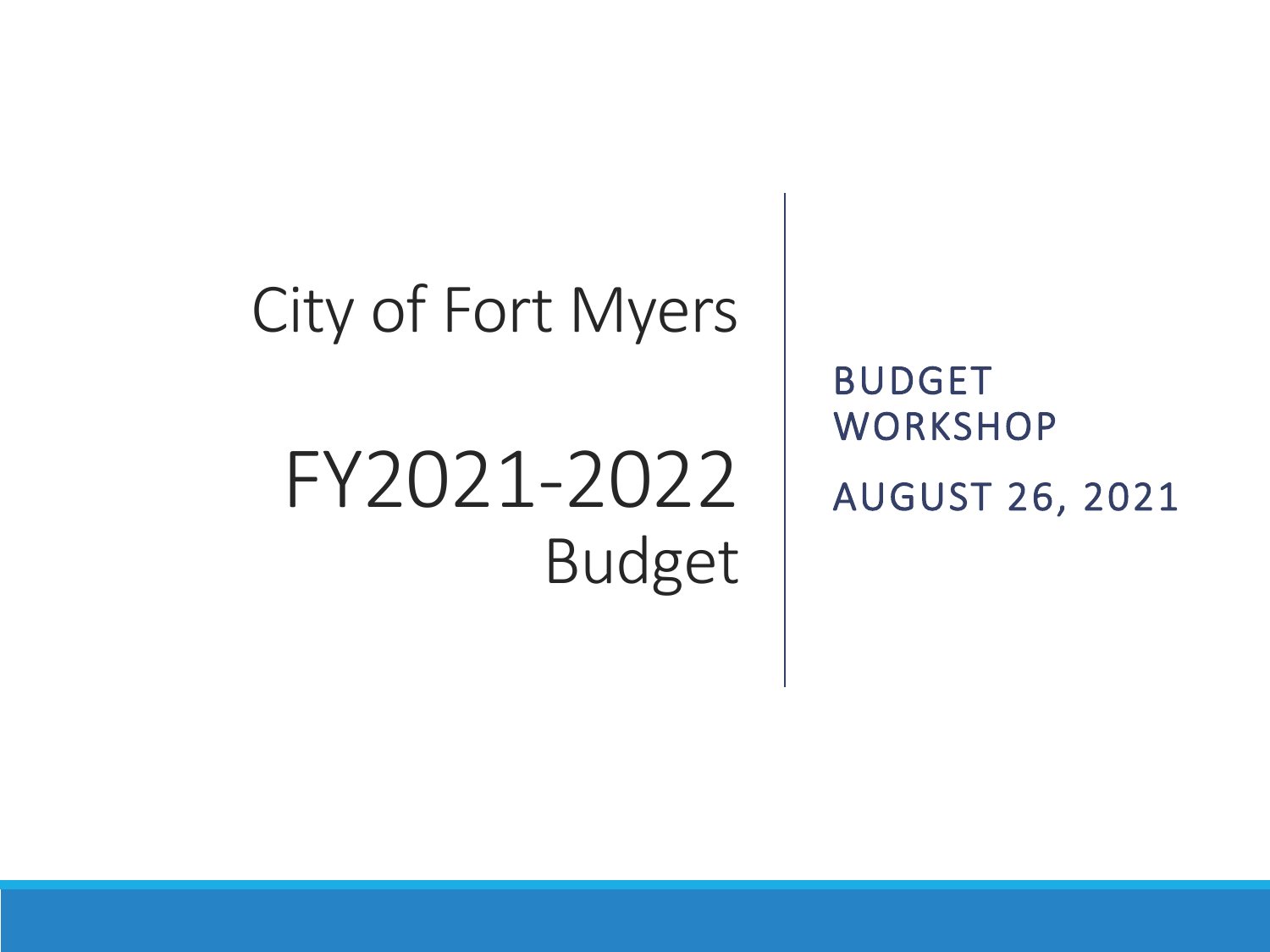# City of Fort Myers

# FY2021-2022 Budget

## BUDGET WORKSHOP

AUGUST 26, 2021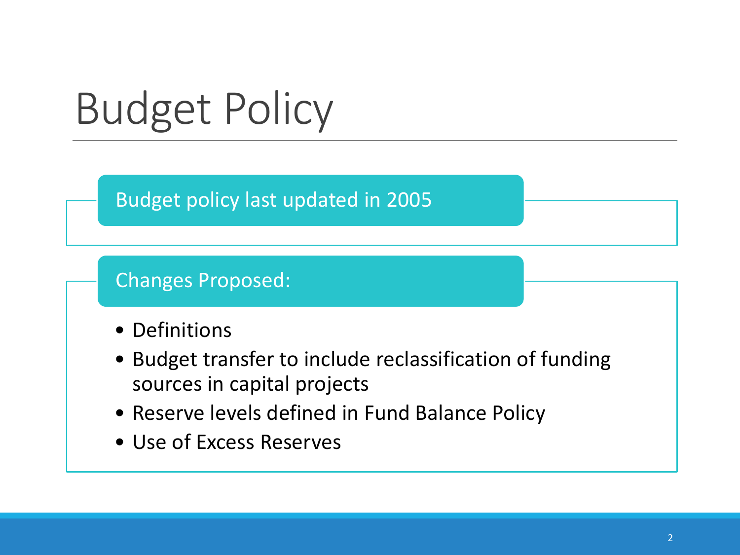# Budget Policy

Budget policy last updated in 2005

Changes Proposed:

- Definitions
- Budget transfer to include reclassification of funding sources in capital projects
- Reserve levels defined in Fund Balance Policy
- Use of Excess Reserves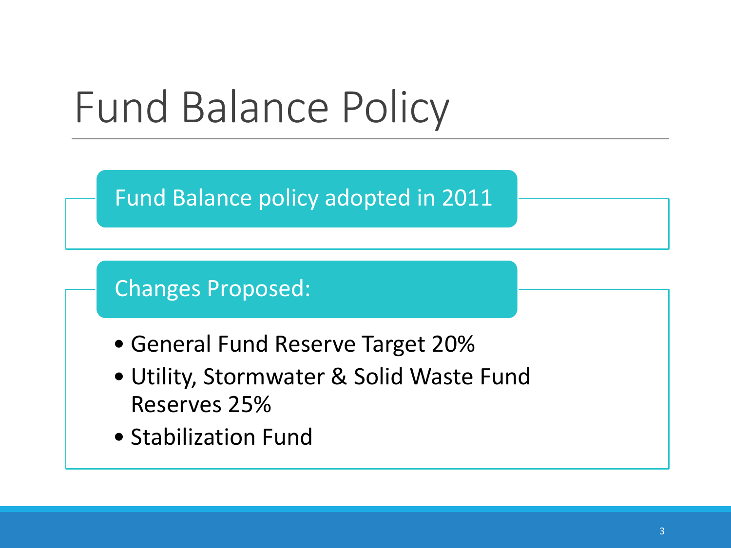# Fund Balance Policy

Fund Balance policy adopted in 2011

Changes Proposed:

- General Fund Reserve Target 20%
- Utility, Stormwater & Solid Waste Fund Reserves 25%
- Stabilization Fund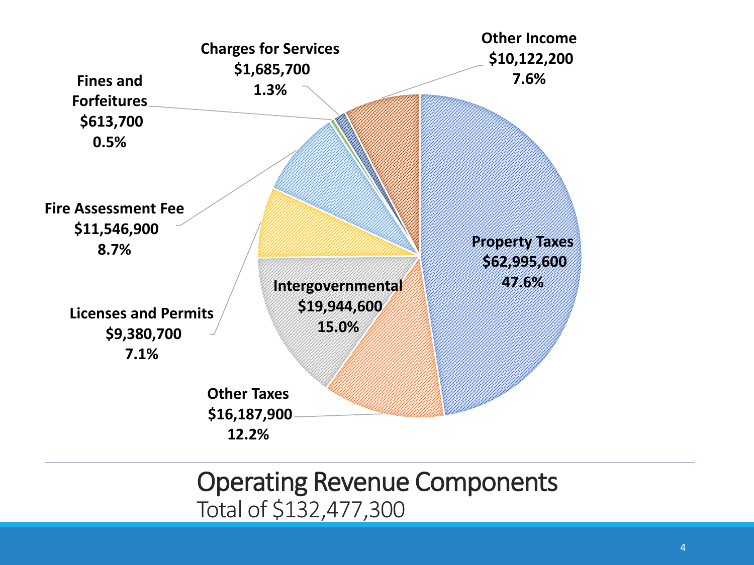# Operating Revenue Components

Total of $132,477,300

| Component | Amount | Percent |
|---|---|---|
| Property Taxes | $62,995,600 | 47.6% |
| Other Taxes | $16,187,900 | 12.2% |
| Intergovernmental | $19,944,600 | 15.0% |
| Licenses and Permits | $9,380,700 | 7.1% |
| Fire Assessment Fee | $11,546,900 | 8.7% |
| Fines and Forfeitures | $613,700 | 0.5% |
| Charges for Services | $1,685,700 | 1.3% |
| Other Income | $10,122,200 | 7.6% |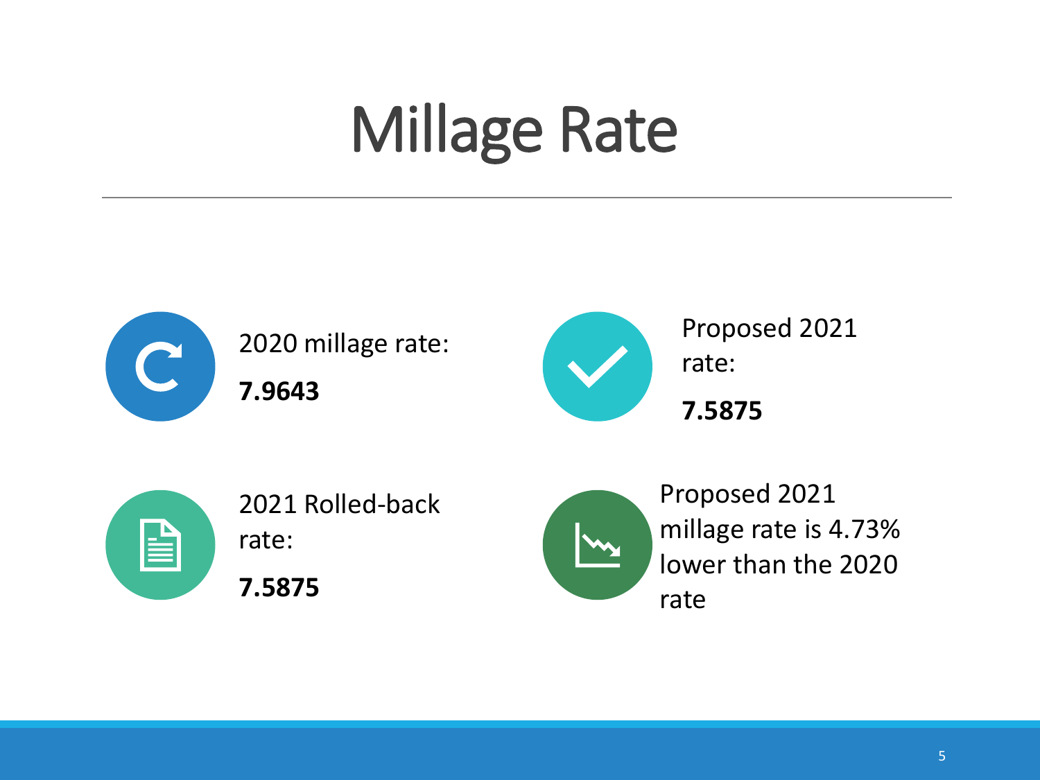# Millage Rate

2020 millage rate:

**7.9643**

Proposed 2021 rate:

**7.5875**

2021 Rolled-back rate:

**7.5875**

Proposed 2021 millage rate is 4.73% lower than the 2020 rate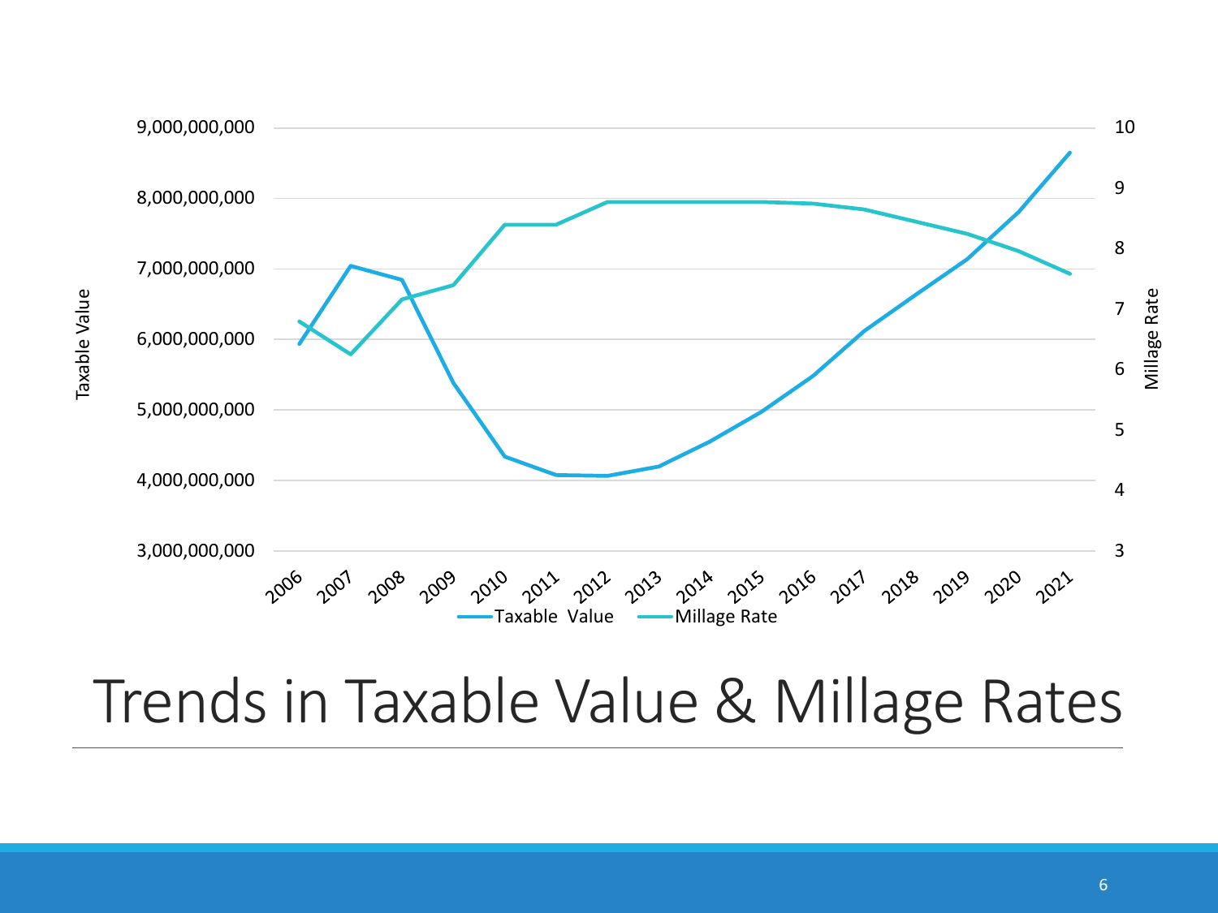# Trends in Taxable Value & Millage Rates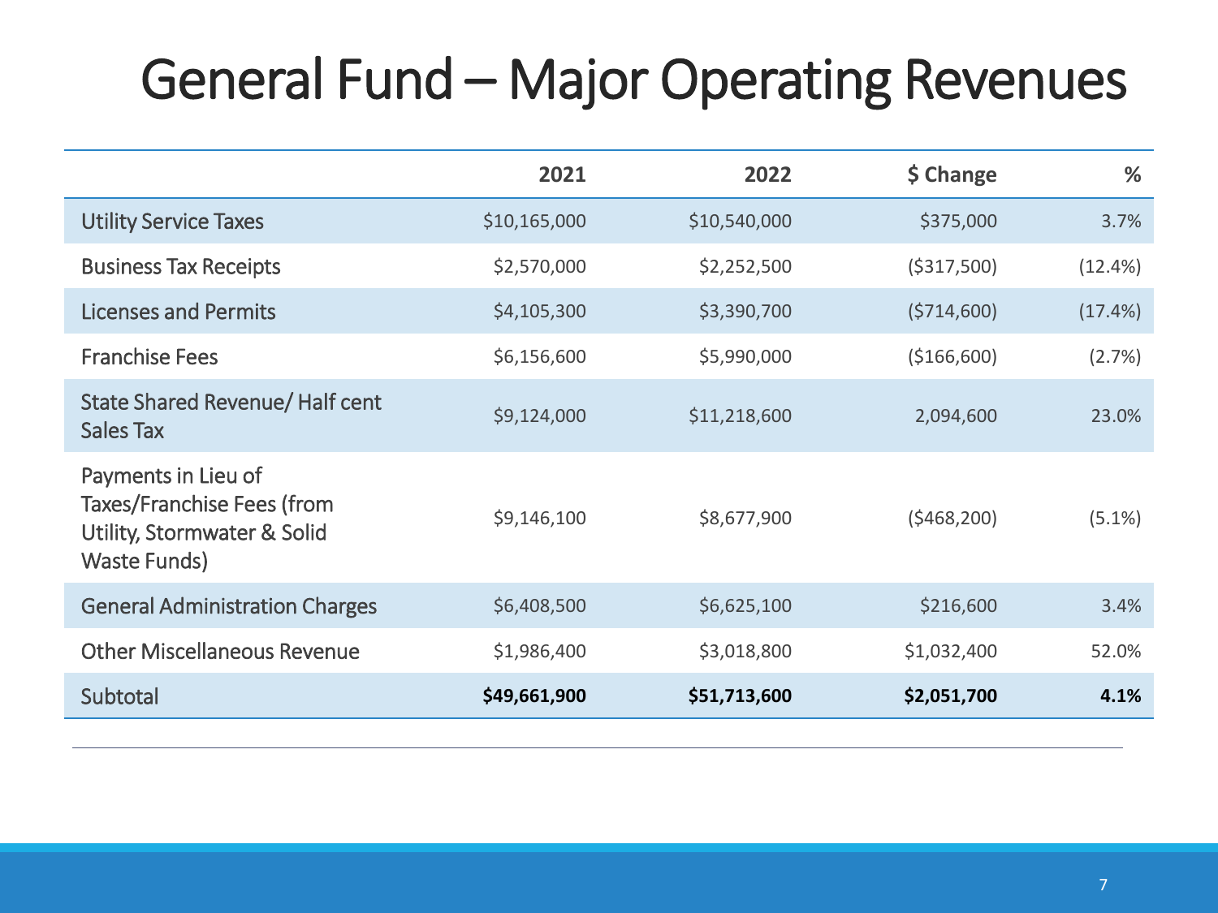# General Fund – Major Operating Revenues

| | 2021 | 2022 | $ Change | % |
|---|---|---|---|---|
| Utility Service Taxes | $10,165,000 | $10,540,000 | $375,000 | 3.7% |
| Business Tax Receipts | $2,570,000 | $2,252,500 | ($317,500) | (12.4%) |
| Licenses and Permits | $4,105,300 | $3,390,700 | ($714,600) | (17.4%) |
| Franchise Fees | $6,156,600 | $5,990,000 | ($166,600) | (2.7%) |
| State Shared Revenue/ Half cent Sales Tax | $9,124,000 | $11,218,600 | 2,094,600 | 23.0% |
| Payments in Lieu of Taxes/Franchise Fees (from Utility, Stormwater & Solid Waste Funds) | $9,146,100 | $8,677,900 | ($468,200) | (5.1%) |
| General Administration Charges | $6,408,500 | $6,625,100 | $216,600 | 3.4% |
| Other Miscellaneous Revenue | $1,986,400 | $3,018,800 | $1,032,400 | 52.0% |
| Subtotal | **$49,661,900** | **$51,713,600** | **$2,051,700** | **4.1%** |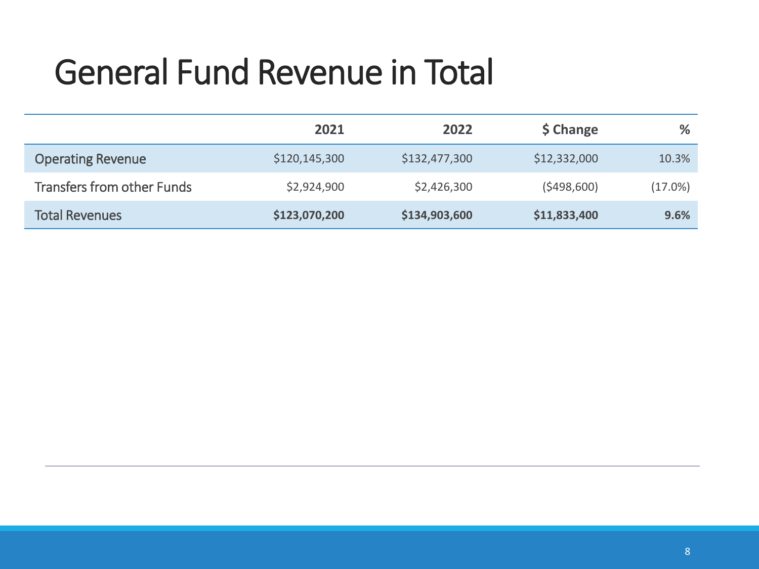# General Fund Revenue in Total

| | 2021 | 2022 | $ Change | % |
|---|---|---|---|---|
| Operating Revenue | $120,145,300 | $132,477,300 | $12,332,000 | 10.3% |
| Transfers from other Funds | $2,924,900 | $2,426,300 | ($498,600) | (17.0%) |
| **Total Revenues** | **$123,070,200** | **$134,903,600** | **$11,833,400** | **9.6%** |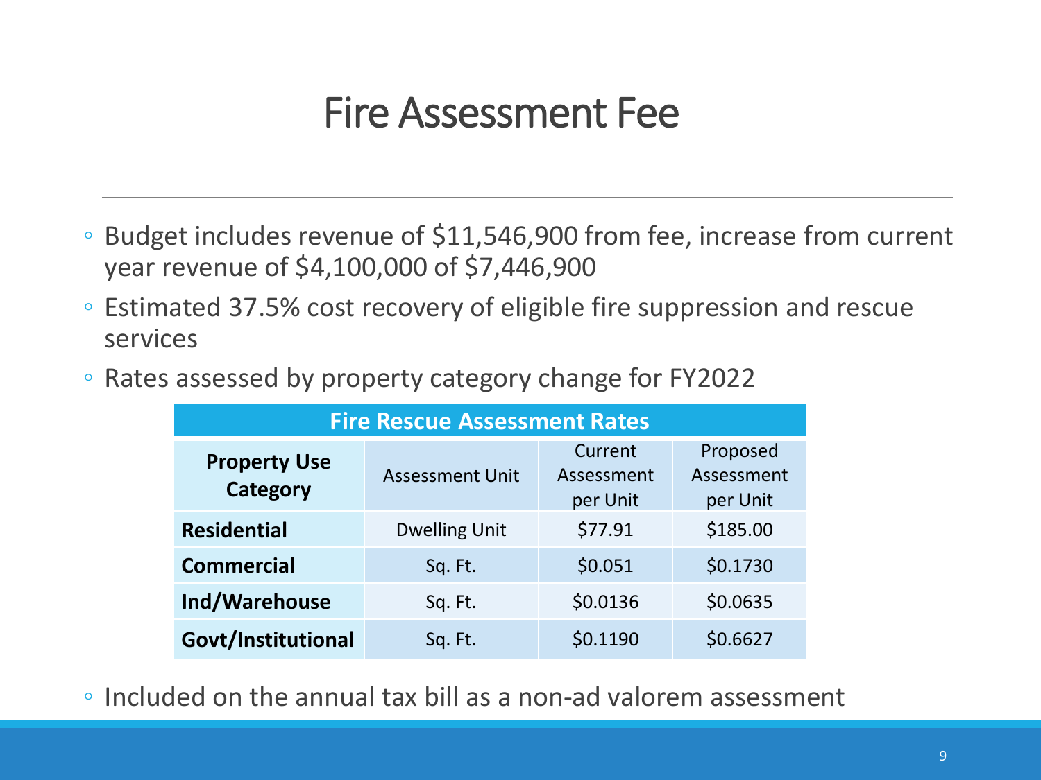# Fire Assessment Fee

- Budget includes revenue of $11,546,900 from fee, increase from current year revenue of $4,100,000 of $7,446,900
- Estimated 37.5% cost recovery of eligible fire suppression and rescue services
- Rates assessed by property category change for FY2022

| Fire Rescue Assessment Rates | | | |
|---|---|---|---|
| **Property Use Category** | Assessment Unit | Current Assessment per Unit | Proposed Assessment per Unit |
| **Residential** | Dwelling Unit | $77.91 | $185.00 |
| **Commercial** | Sq. Ft. | $0.051 | $0.1730 |
| **Ind/Warehouse** | Sq. Ft. | $0.0136 | $0.0635 |
| **Govt/Institutional** | Sq. Ft. | $0.1190 | $0.6627 |

- Included on the annual tax bill as a non-ad valorem assessment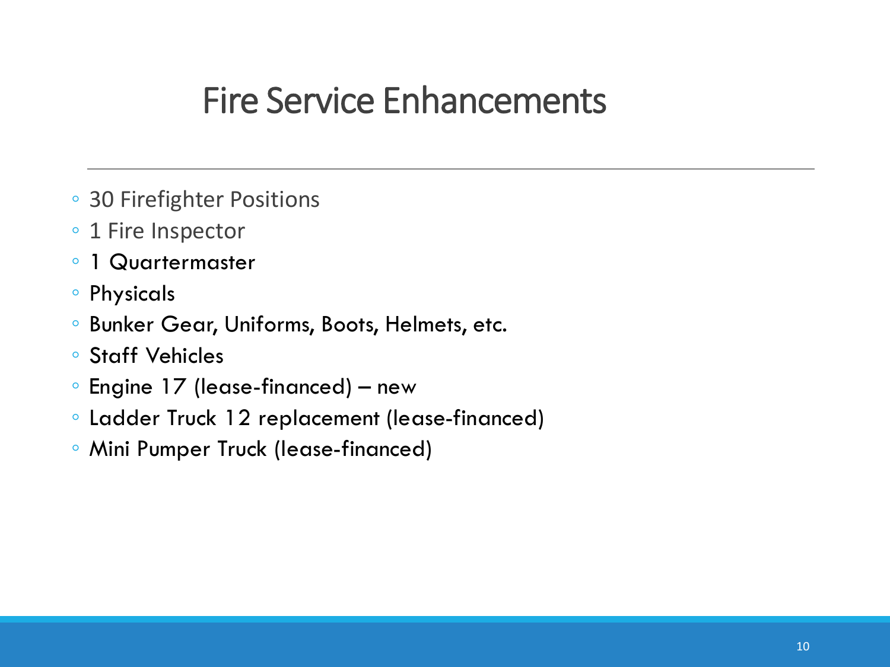# Fire Service Enhancements

- 30 Firefighter Positions
- 1 Fire Inspector
- 1 Quartermaster
- Physicals
- Bunker Gear, Uniforms, Boots, Helmets, etc.
- Staff Vehicles
- Engine 17 (lease-financed) – new
- Ladder Truck 12 replacement (lease-financed)
- Mini Pumper Truck (lease-financed)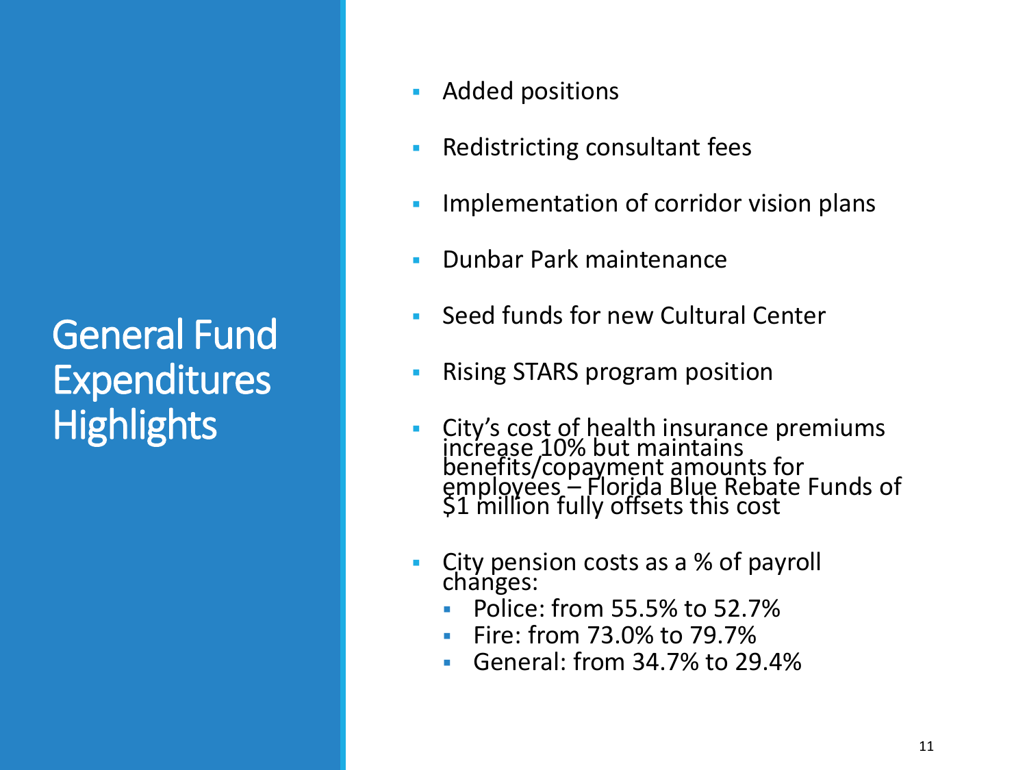# General Fund Expenditures Highlights

- Added positions
- Redistricting consultant fees
- Implementation of corridor vision plans
- Dunbar Park maintenance
- Seed funds for new Cultural Center
- Rising STARS program position
- City's cost of health insurance premiums increase 10% but maintains benefits/copayment amounts for employees – Florida Blue Rebate Funds of $1 million fully offsets this cost
- City pension costs as a % of payroll changes:
  - Police: from 55.5% to 52.7%
  - Fire: from 73.0% to 79.7%
  - General: from 34.7% to 29.4%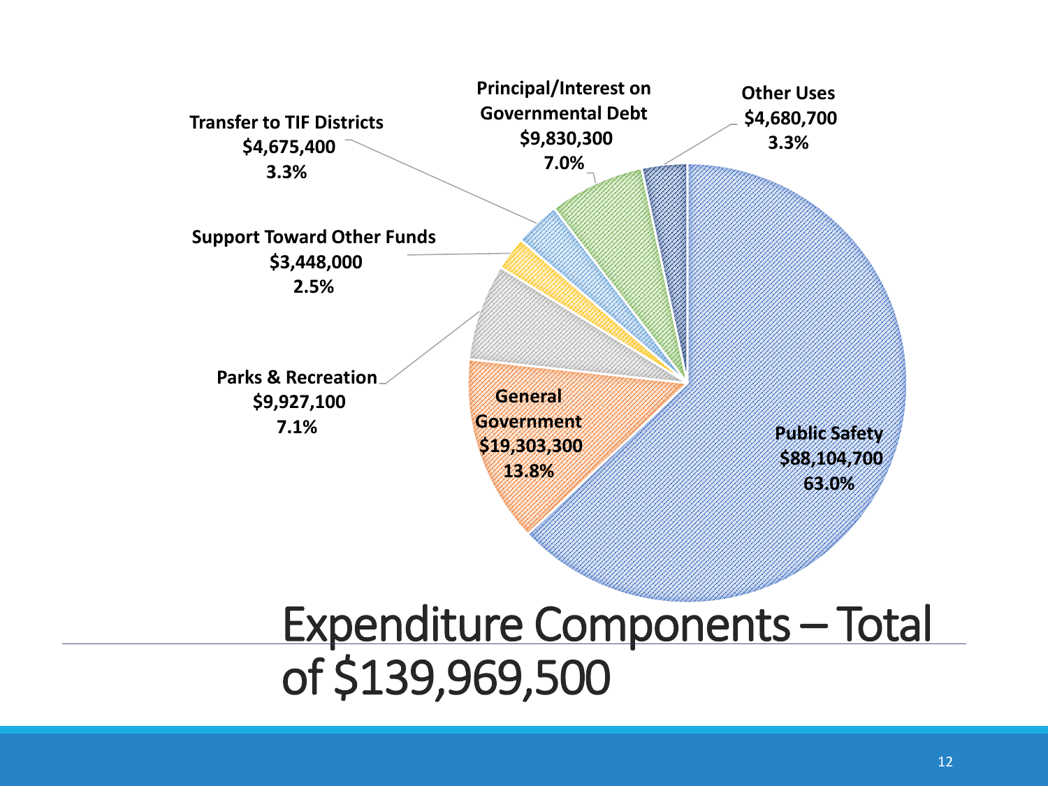# Expenditure Components – Total of $139,969,500

| Component | Amount | Percent |
|---|---|---|
| Public Safety | $88,104,700 | 63.0% |
| General Government | $19,303,300 | 13.8% |
| Parks & Recreation | $9,927,100 | 7.1% |
| Support Toward Other Funds | $3,448,000 | 2.5% |
| Transfer to TIF Districts | $4,675,400 | 3.3% |
| Principal/Interest on Governmental Debt | $9,830,300 | 7.0% |
| Other Uses | $4,680,700 | 3.3% |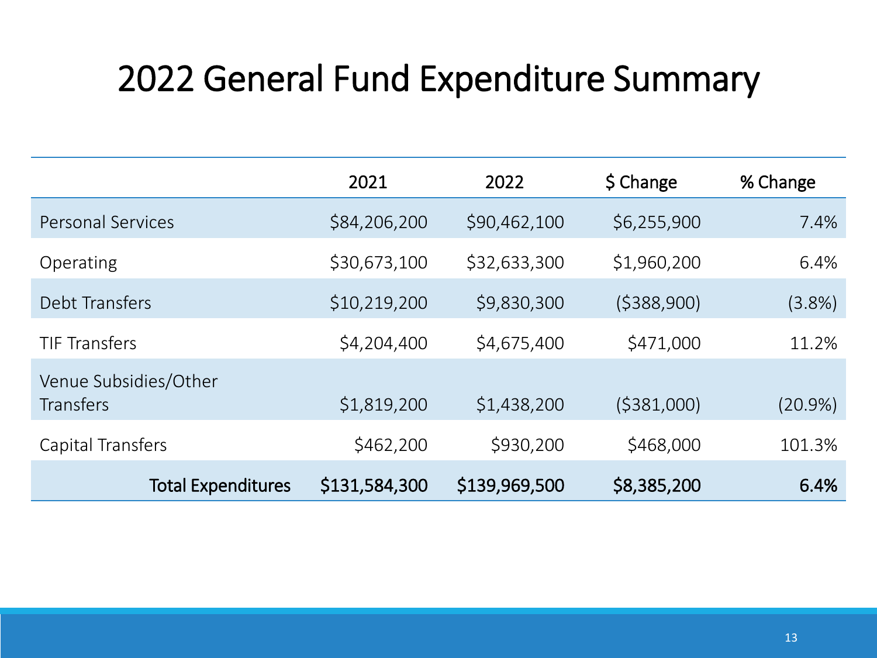# 2022 General Fund Expenditure Summary

| | 2021 | 2022 | $ Change | % Change |
|---|---|---|---|---|
| Personal Services | $84,206,200 | $90,462,100 | $6,255,900 | 7.4% |
| Operating | $30,673,100 | $32,633,300 | $1,960,200 | 6.4% |
| Debt Transfers | $10,219,200 | $9,830,300 | ($388,900) | (3.8%) |
| TIF Transfers | $4,204,400 | $4,675,400 | $471,000 | 11.2% |
| Venue Subsidies/Other Transfers | $1,819,200 | $1,438,200 | ($381,000) | (20.9%) |
| Capital Transfers | $462,200 | $930,200 | $468,000 | 101.3% |
| **Total Expenditures** | **$131,584,300** | **$139,969,500** | **$8,385,200** | **6.4%** |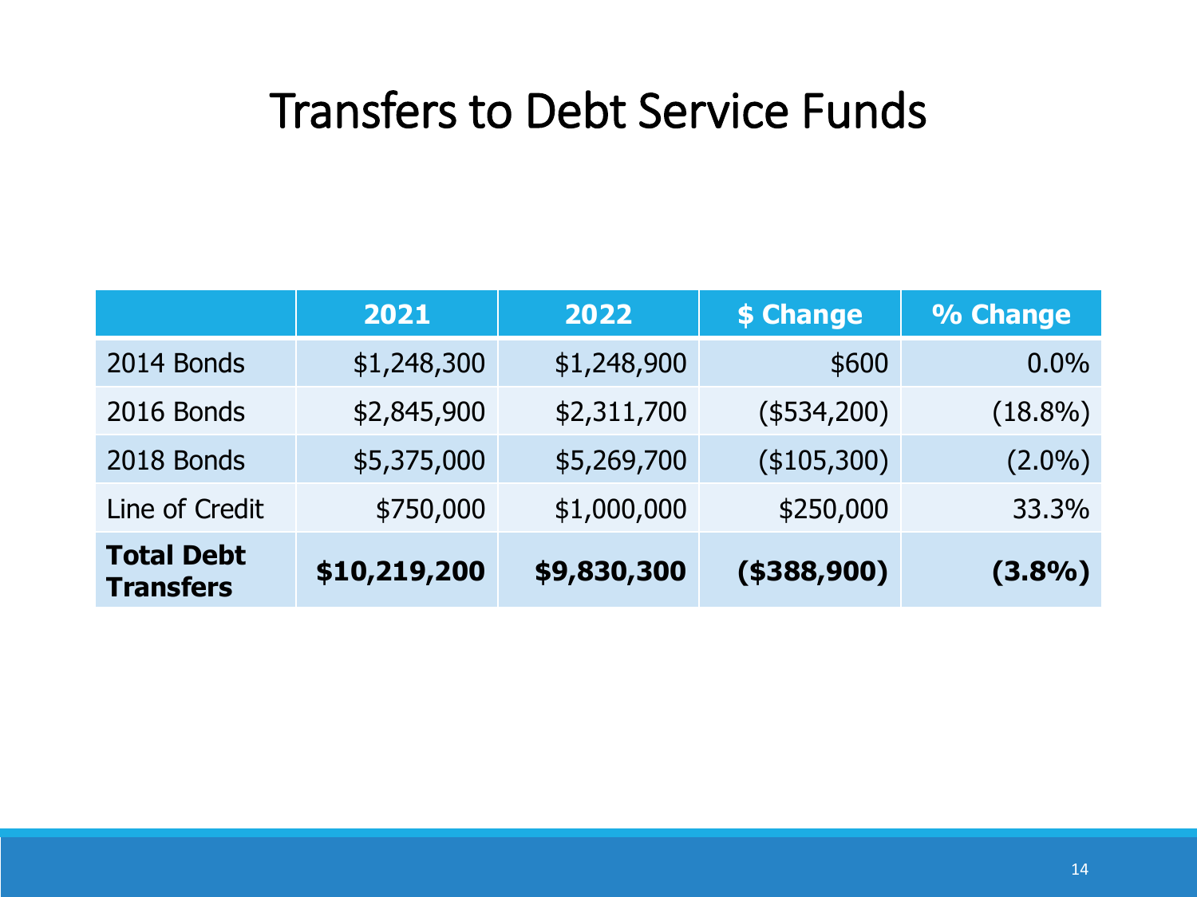# Transfers to Debt Service Funds

|  | 2021 | 2022 | $ Change | % Change |
|---|---|---|---|---|
| 2014 Bonds | $1,248,300 | $1,248,900 | $600 | 0.0% |
| 2016 Bonds | $2,845,900 | $2,311,700 | ($534,200) | (18.8%) |
| 2018 Bonds | $5,375,000 | $5,269,700 | ($105,300) | (2.0%) |
| Line of Credit | $750,000 | $1,000,000 | $250,000 | 33.3% |
| **Total Debt Transfers** | **$10,219,200** | **$9,830,300** | **($388,900)** | **(3.8%)** |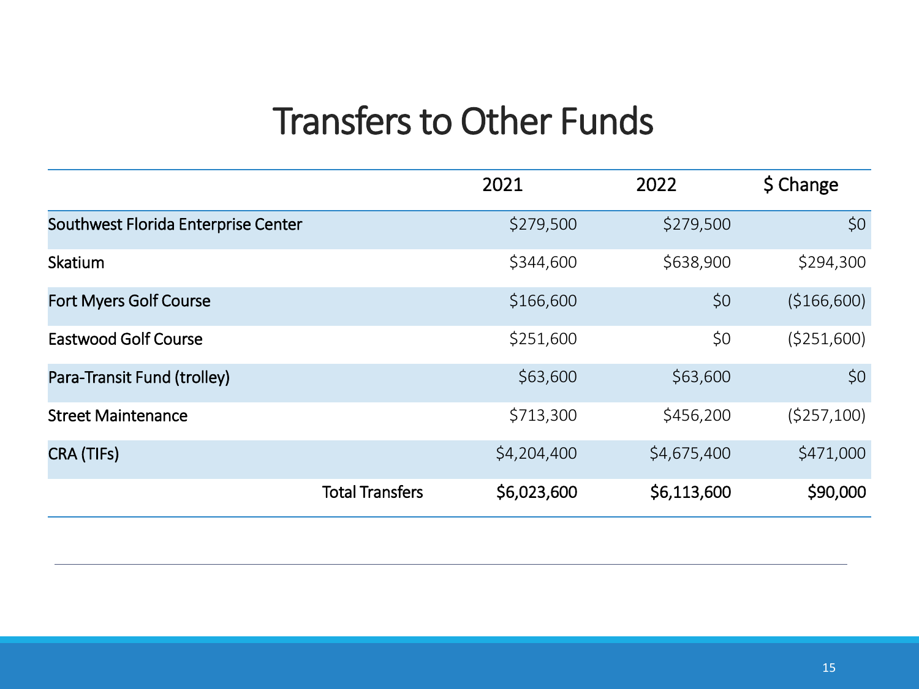# Transfers to Other Funds

| | 2021 | 2022 | $ Change |
|---|---|---|---|
| Southwest Florida Enterprise Center | $279,500 | $279,500 | $0 |
| Skatium | $344,600 | $638,900 | $294,300 |
| Fort Myers Golf Course | $166,600 | $0 | ($166,600) |
| Eastwood Golf Course | $251,600 | $0 | ($251,600) |
| Para-Transit Fund (trolley) | $63,600 | $63,600 | $0 |
| Street Maintenance | $713,300 | $456,200 | ($257,100) |
| CRA (TIFs) | $4,204,400 | $4,675,400 | $471,000 |
| Total Transfers | **$6,023,600** | **$6,113,600** | **$90,000** |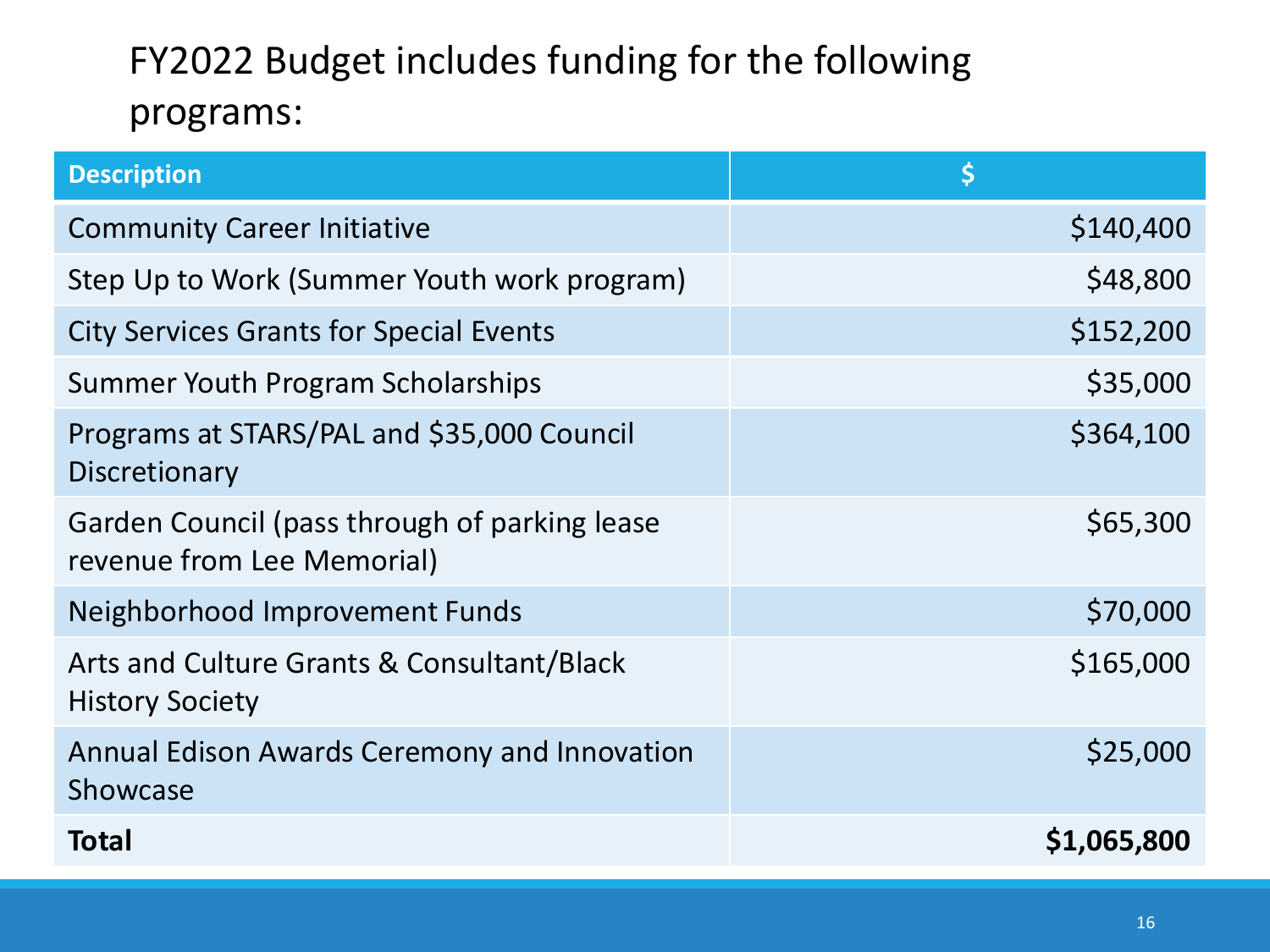# FY2022 Budget includes funding for the following programs:

| Description | $ |
| --- | --- |
| Community Career Initiative | $140,400 |
| Step Up to Work (Summer Youth work program) | $48,800 |
| City Services Grants for Special Events | $152,200 |
| Summer Youth Program Scholarships | $35,000 |
| Programs at STARS/PAL and $35,000 Council Discretionary | $364,100 |
| Garden Council (pass through of parking lease revenue from Lee Memorial) | $65,300 |
| Neighborhood Improvement Funds | $70,000 |
| Arts and Culture Grants & Consultant/Black History Society | $165,000 |
| Annual Edison Awards Ceremony and Innovation Showcase | $25,000 |
| **Total** | **$1,065,800** |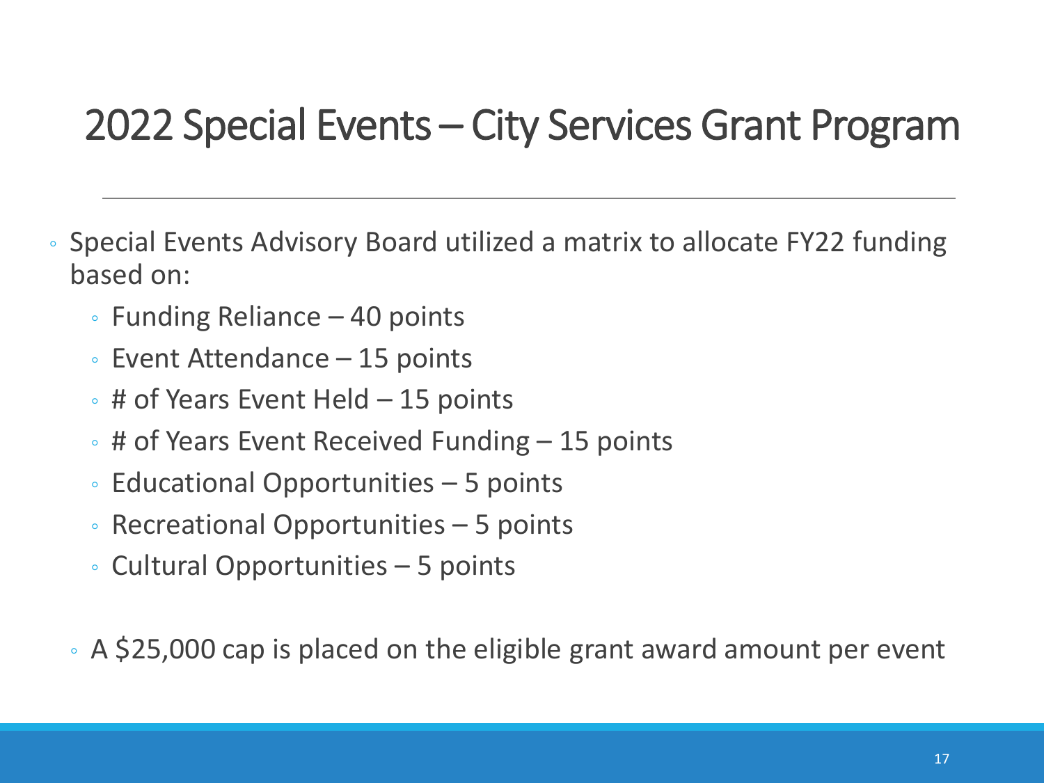# 2022 Special Events – City Services Grant Program

- Special Events Advisory Board utilized a matrix to allocate FY22 funding based on:
  - Funding Reliance – 40 points
  - Event Attendance – 15 points
  - # of Years Event Held – 15 points
  - # of Years Event Received Funding – 15 points
  - Educational Opportunities – 5 points
  - Recreational Opportunities – 5 points
  - Cultural Opportunities – 5 points

  - A $25,000 cap is placed on the eligible grant award amount per event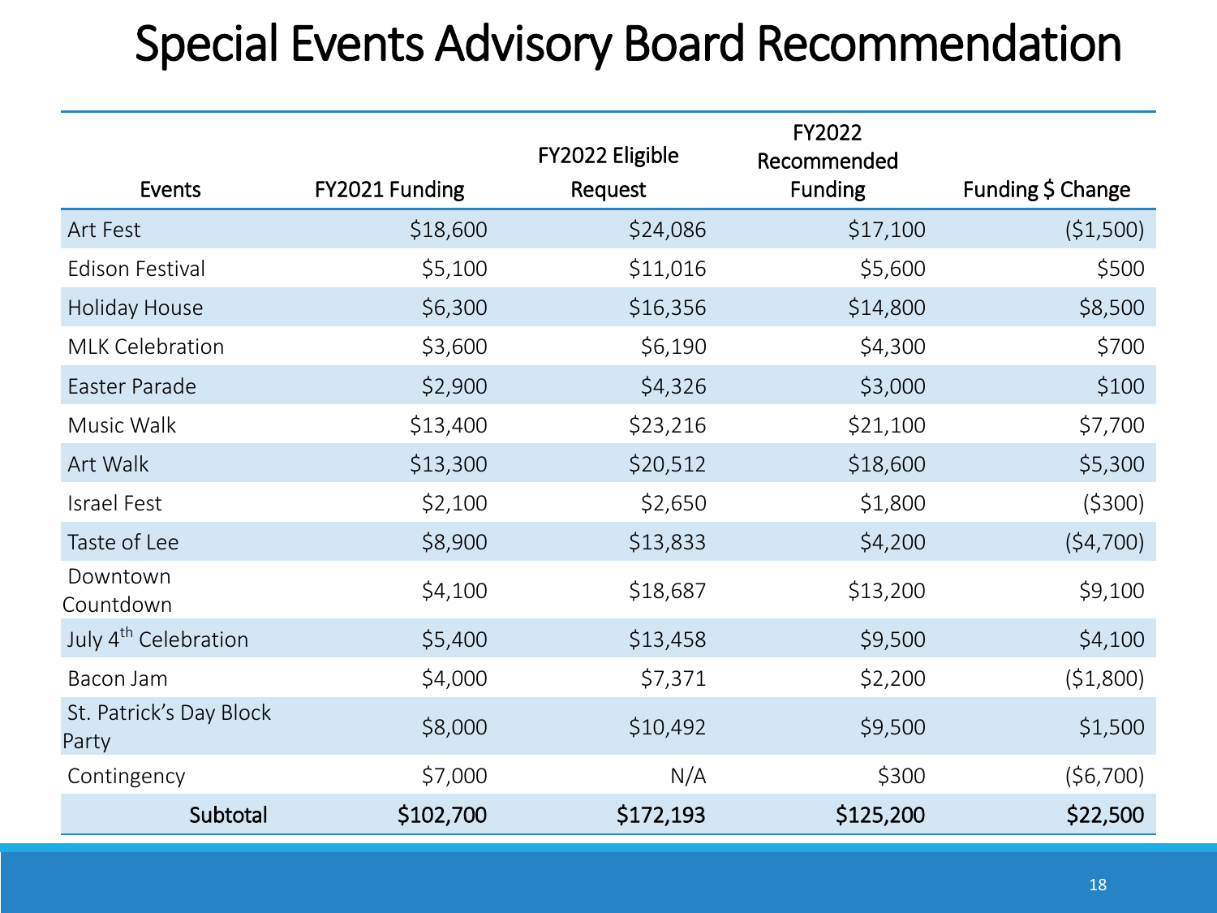# Special Events Advisory Board Recommendation

| Events | FY2021 Funding | FY2022 Eligible Request | FY2022 Recommended Funding | Funding $ Change |
|---|---|---|---|---|
| Art Fest | $18,600 | $24,086 | $17,100 | ($1,500) |
| Edison Festival | $5,100 | $11,016 | $5,600 | $500 |
| Holiday House | $6,300 | $16,356 | $14,800 | $8,500 |
| MLK Celebration | $3,600 | $6,190 | $4,300 | $700 |
| Easter Parade | $2,900 | $4,326 | $3,000 | $100 |
| Music Walk | $13,400 | $23,216 | $21,100 | $7,700 |
| Art Walk | $13,300 | $20,512 | $18,600 | $5,300 |
| Israel Fest | $2,100 | $2,650 | $1,800 | ($300) |
| Taste of Lee | $8,900 | $13,833 | $4,200 | ($4,700) |
| Downtown Countdown | $4,100 | $18,687 | $13,200 | $9,100 |
| July 4th Celebration | $5,400 | $13,458 | $9,500 | $4,100 |
| Bacon Jam | $4,000 | $7,371 | $2,200 | ($1,800) |
| St. Patrick's Day Block Party | $8,000 | $10,492 | $9,500 | $1,500 |
| Contingency | $7,000 | N/A | $300 | ($6,700) |
| **Subtotal** | **$102,700** | **$172,193** | **$125,200** | **$22,500** |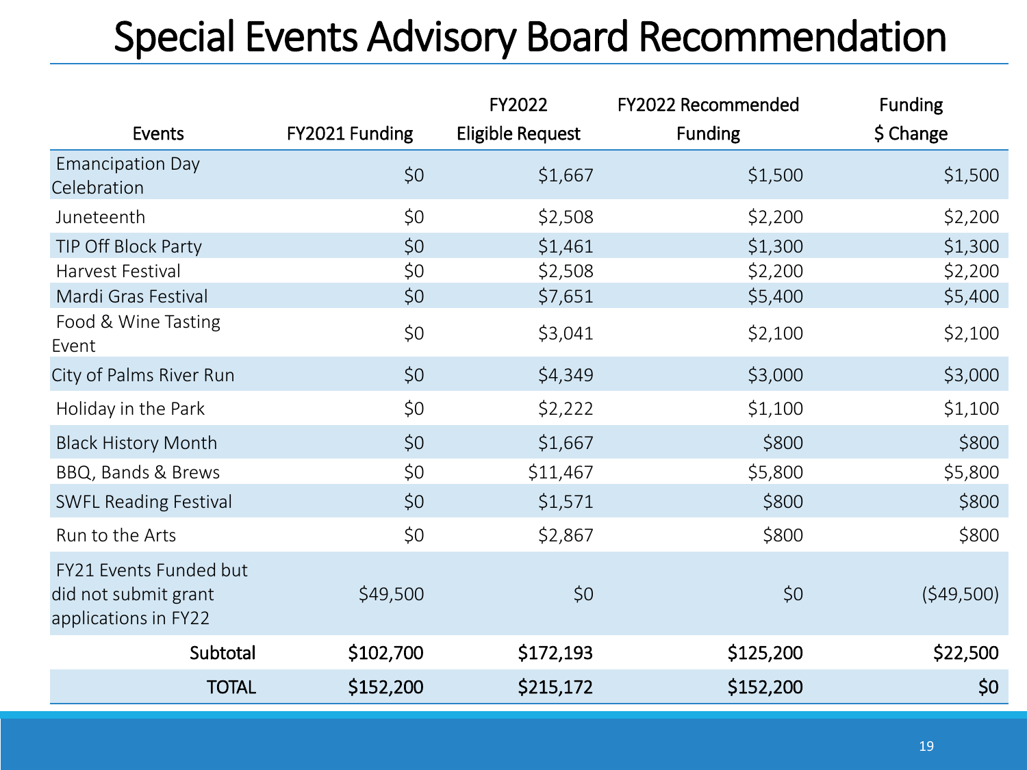# Special Events Advisory Board Recommendation

| Events | FY2021 Funding | FY2022 Eligible Request | FY2022 Recommended Funding | Funding $ Change |
|---|---|---|---|---|
| Emancipation Day Celebration | $0 | $1,667 | $1,500 | $1,500 |
| Juneteenth | $0 | $2,508 | $2,200 | $2,200 |
| TIP Off Block Party | $0 | $1,461 | $1,300 | $1,300 |
| Harvest Festival | $0 | $2,508 | $2,200 | $2,200 |
| Mardi Gras Festival | $0 | $7,651 | $5,400 | $5,400 |
| Food & Wine Tasting Event | $0 | $3,041 | $2,100 | $2,100 |
| City of Palms River Run | $0 | $4,349 | $3,000 | $3,000 |
| Holiday in the Park | $0 | $2,222 | $1,100 | $1,100 |
| Black History Month | $0 | $1,667 | $800 | $800 |
| BBQ, Bands & Brews | $0 | $11,467 | $5,800 | $5,800 |
| SWFL Reading Festival | $0 | $1,571 | $800 | $800 |
| Run to the Arts | $0 | $2,867 | $800 | $800 |
| FY21 Events Funded but did not submit grant applications in FY22 | $49,500 | $0 | $0 | ($49,500) |
| **Subtotal** | **$102,700** | **$172,193** | **$125,200** | **$22,500** |
| **TOTAL** | **$152,200** | **$215,172** | **$152,200** | **$0** |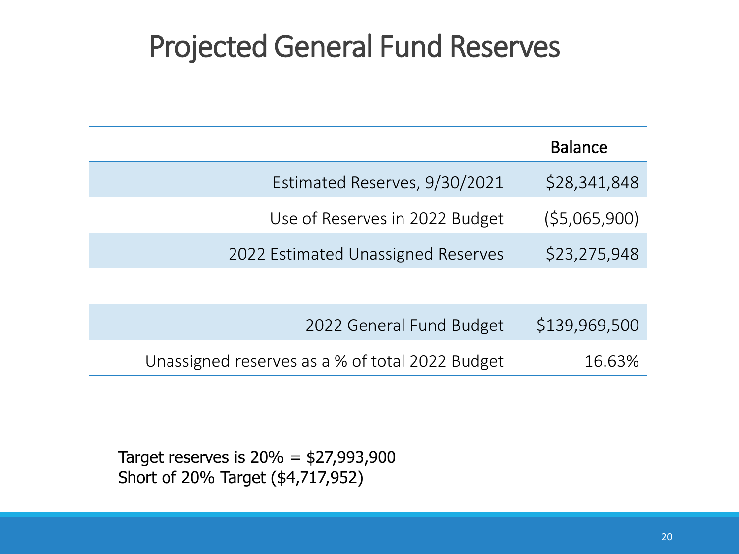# Projected General Fund Reserves

| | Balance |
|---:|---:|
| Estimated Reserves, 9/30/2021 | $28,341,848 |
| Use of Reserves in 2022 Budget | ($5,065,900) |
| 2022 Estimated Unassigned Reserves | $23,275,948 |
| | |
| 2022 General Fund Budget | $139,969,500 |
| Unassigned reserves as a % of total 2022 Budget | 16.63% |

Target reserves is 20% = $27,993,900
Short of 20% Target ($4,717,952)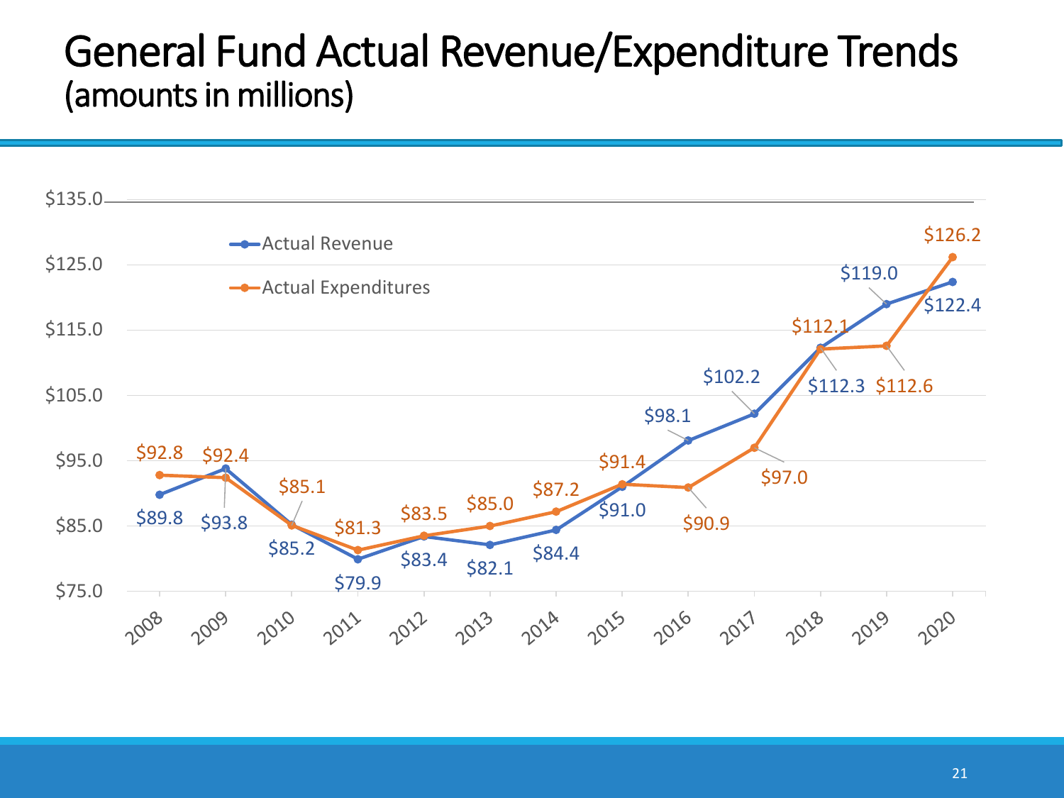# General Fund Actual Revenue/Expenditure Trends
(amounts in millions)

| Year | Actual Revenue | Actual Expenditures |
|---|---|---|
| 2008 | $89.8 | $92.8 |
| 2009 | $93.8 | $92.4 |
| 2010 | $85.2 | $85.1 |
| 2011 | $79.9 | $81.3 |
| 2012 | $83.4 | $83.5 |
| 2013 | $82.1 | $85.0 |
| 2014 | $84.4 | $87.2 |
| 2015 | $91.0 | $91.4 |
| 2016 | $98.1 | $90.9 |
| 2017 | $102.2 | $97.0 |
| 2018 | $112.3 | $112.1 |
| 2019 | $119.0 | $112.6 |
| 2020 | $122.4 | $126.2 |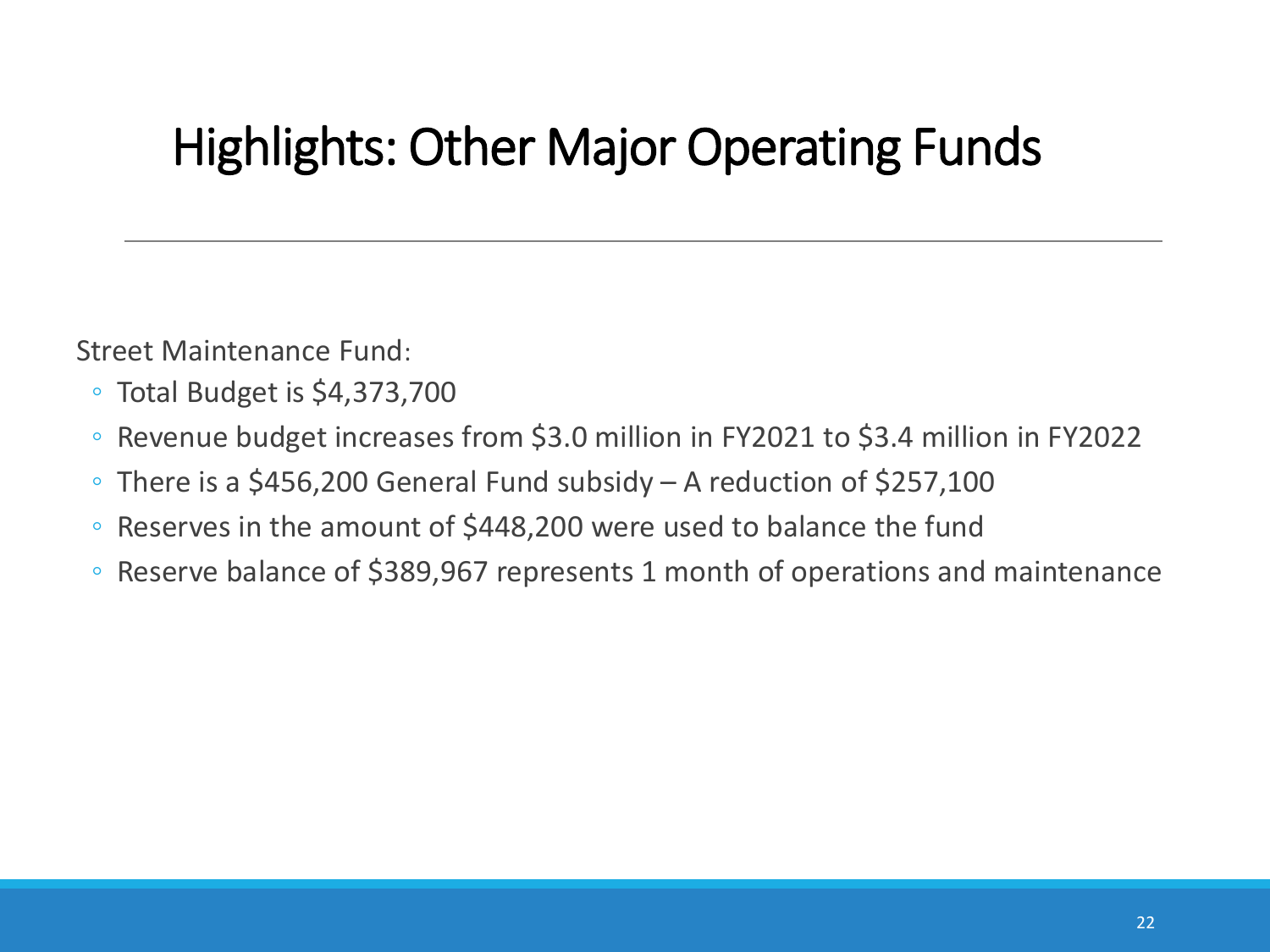# Highlights: Other Major Operating Funds

Street Maintenance Fund:

- Total Budget is $4,373,700
- Revenue budget increases from $3.0 million in FY2021 to $3.4 million in FY2022
- There is a $456,200 General Fund subsidy – A reduction of $257,100
- Reserves in the amount of $448,200 were used to balance the fund
- Reserve balance of $389,967 represents 1 month of operations and maintenance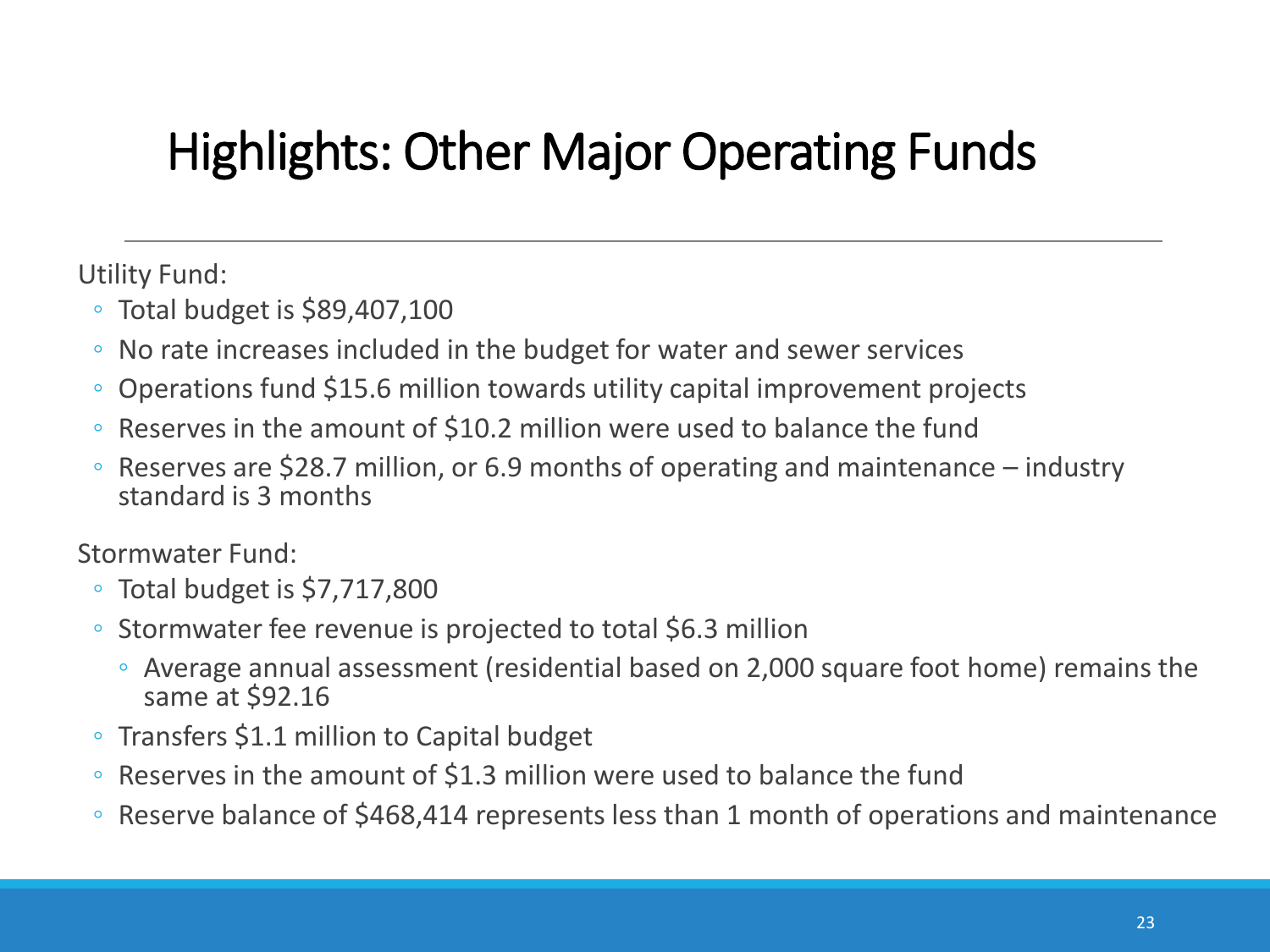# Highlights: Other Major Operating Funds

Utility Fund:

- Total budget is $89,407,100
- No rate increases included in the budget for water and sewer services
- Operations fund $15.6 million towards utility capital improvement projects
- Reserves in the amount of $10.2 million were used to balance the fund
- Reserves are $28.7 million, or 6.9 months of operating and maintenance – industry standard is 3 months

Stormwater Fund:

- Total budget is $7,717,800
- Stormwater fee revenue is projected to total $6.3 million
  - Average annual assessment (residential based on 2,000 square foot home) remains the same at $92.16
- Transfers $1.1 million to Capital budget
- Reserves in the amount of $1.3 million were used to balance the fund
- Reserve balance of $468,414 represents less than 1 month of operations and maintenance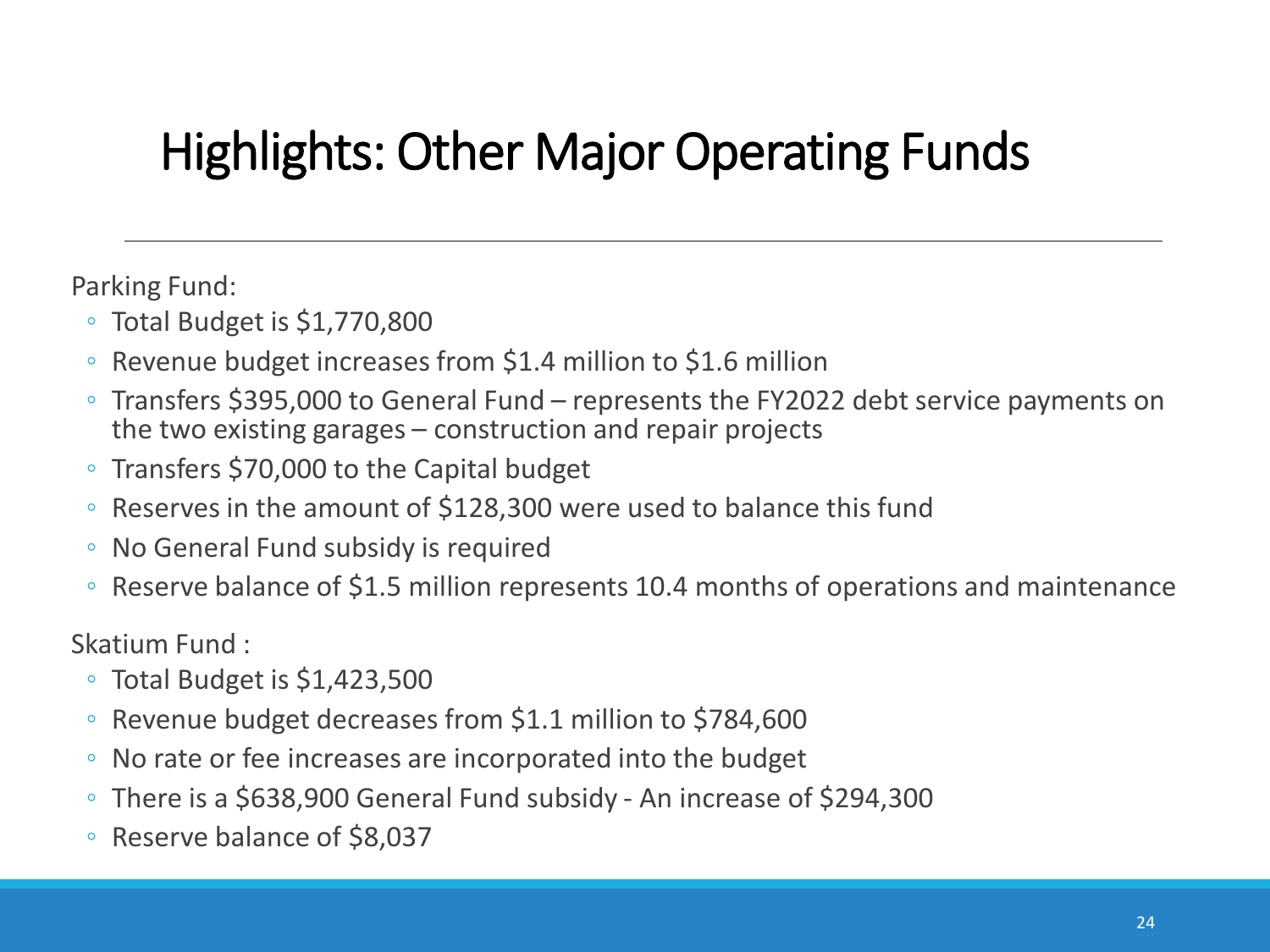# Highlights: Other Major Operating Funds

Parking Fund:

- Total Budget is $1,770,800
- Revenue budget increases from $1.4 million to $1.6 million
- Transfers $395,000 to General Fund – represents the FY2022 debt service payments on the two existing garages – construction and repair projects
- Transfers $70,000 to the Capital budget
- Reserves in the amount of $128,300 were used to balance this fund
- No General Fund subsidy is required
- Reserve balance of $1.5 million represents 10.4 months of operations and maintenance

Skatium Fund :

- Total Budget is $1,423,500
- Revenue budget decreases from $1.1 million to $784,600
- No rate or fee increases are incorporated into the budget
- There is a $638,900 General Fund subsidy - An increase of $294,300
- Reserve balance of $8,037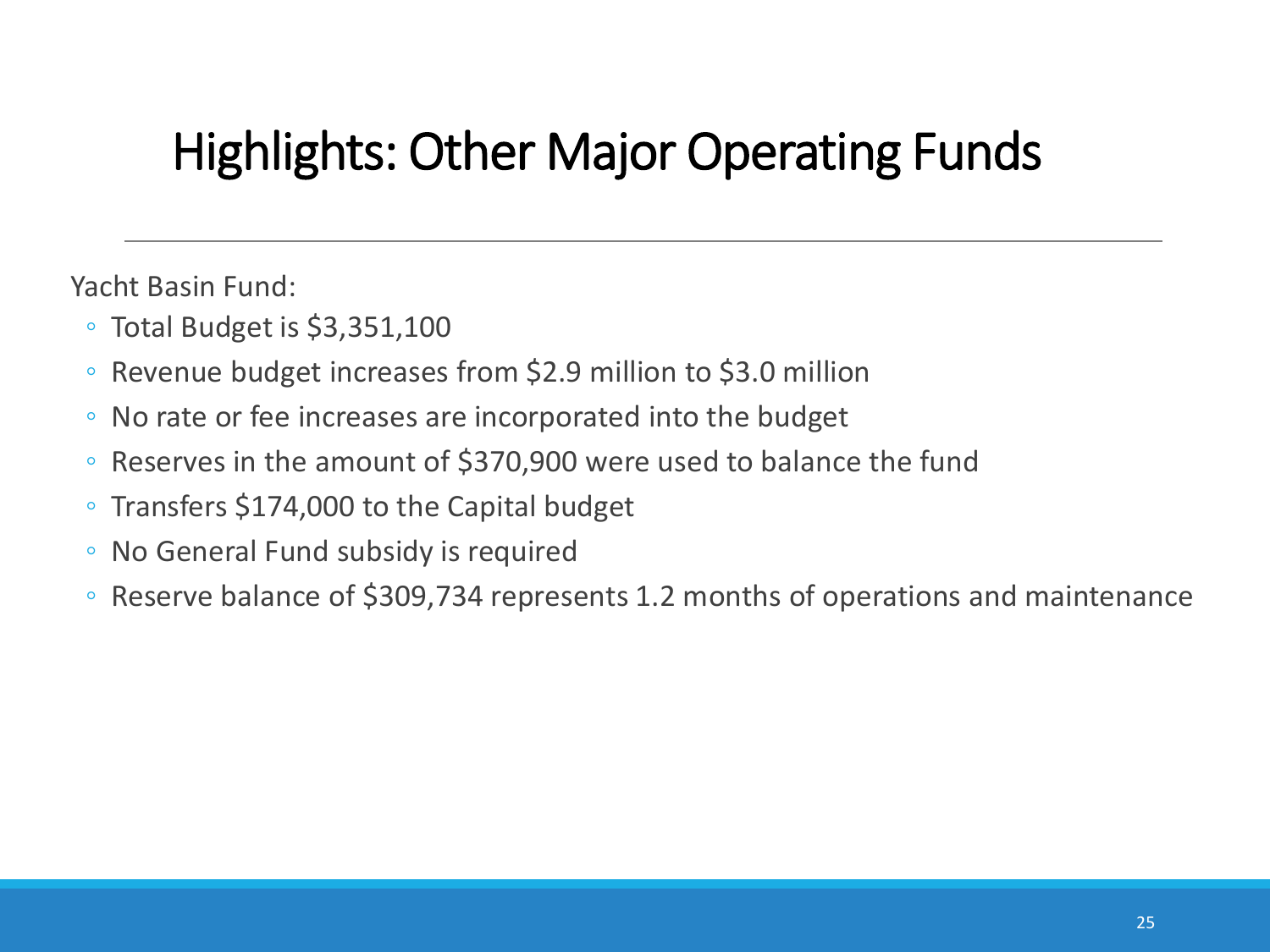# Highlights: Other Major Operating Funds

Yacht Basin Fund:

- Total Budget is $3,351,100
- Revenue budget increases from $2.9 million to $3.0 million
- No rate or fee increases are incorporated into the budget
- Reserves in the amount of $370,900 were used to balance the fund
- Transfers $174,000 to the Capital budget
- No General Fund subsidy is required
- Reserve balance of $309,734 represents 1.2 months of operations and maintenance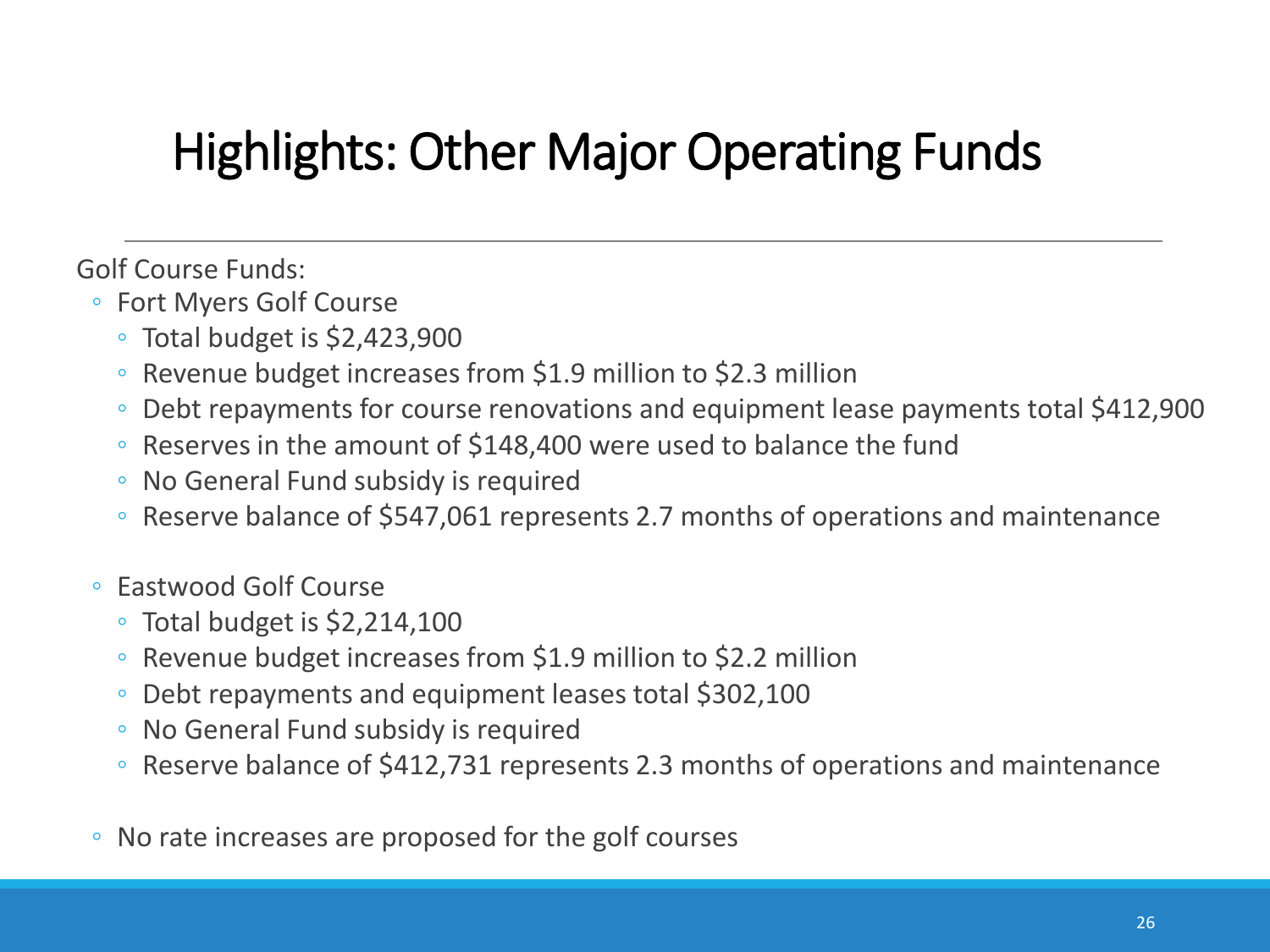# Highlights: Other Major Operating Funds

Golf Course Funds:

- Fort Myers Golf Course
  - Total budget is $2,423,900
  - Revenue budget increases from $1.9 million to $2.3 million
  - Debt repayments for course renovations and equipment lease payments total $412,900
  - Reserves in the amount of $148,400 were used to balance the fund
  - No General Fund subsidy is required
  - Reserve balance of $547,061 represents 2.7 months of operations and maintenance

- Eastwood Golf Course
  - Total budget is $2,214,100
  - Revenue budget increases from $1.9 million to $2.2 million
  - Debt repayments and equipment leases total $302,100
  - No General Fund subsidy is required
  - Reserve balance of $412,731 represents 2.3 months of operations and maintenance

- No rate increases are proposed for the golf courses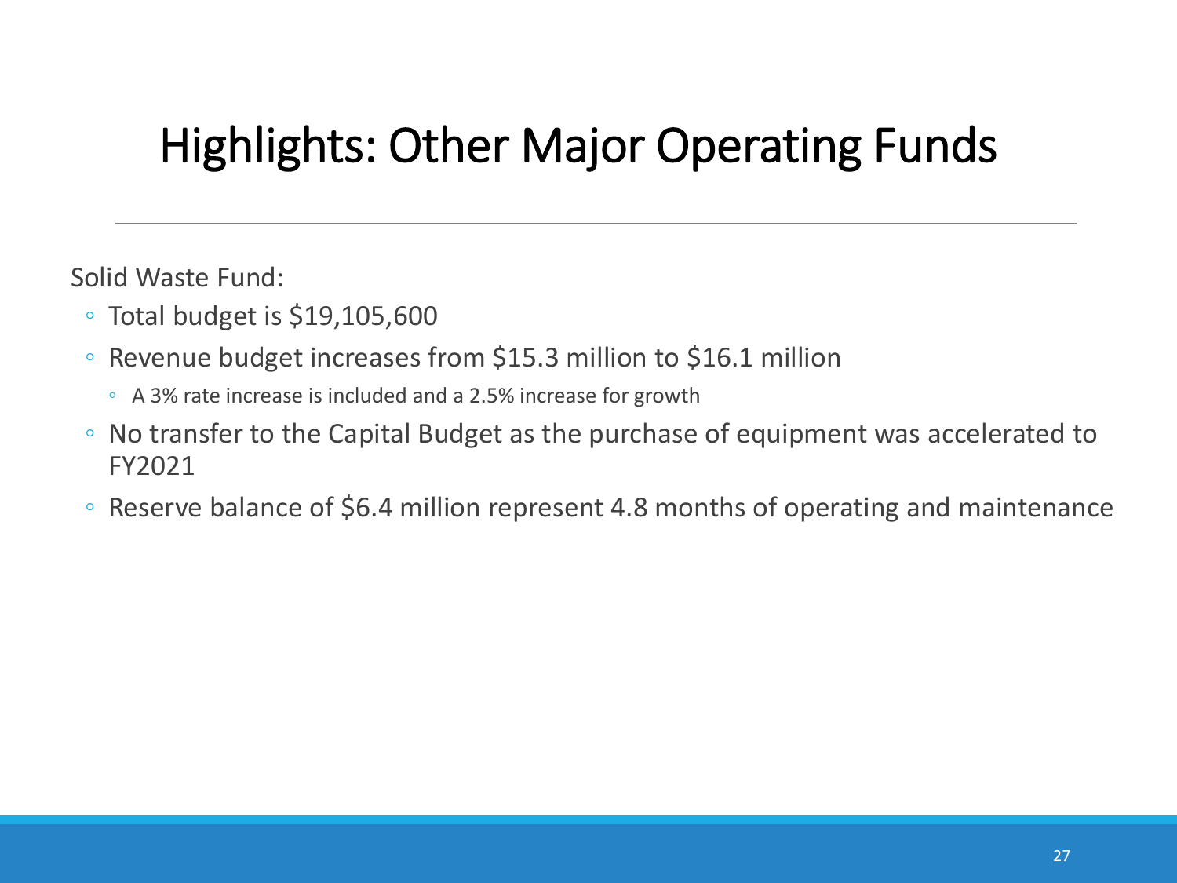# Highlights: Other Major Operating Funds

Solid Waste Fund:

- Total budget is $19,105,600
- Revenue budget increases from $15.3 million to $16.1 million
  - A 3% rate increase is included and a 2.5% increase for growth
- No transfer to the Capital Budget as the purchase of equipment was accelerated to FY2021
- Reserve balance of $6.4 million represent 4.8 months of operating and maintenance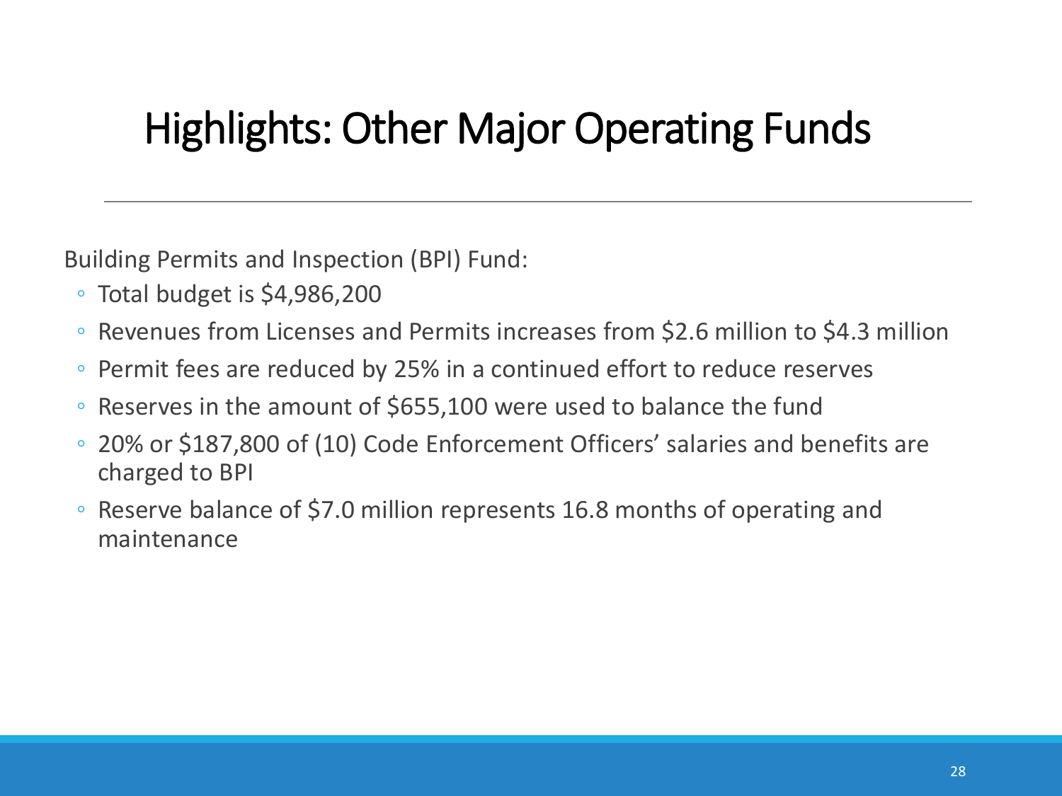# Highlights: Other Major Operating Funds

Building Permits and Inspection (BPI) Fund:

- Total budget is $4,986,200
- Revenues from Licenses and Permits increases from $2.6 million to $4.3 million
- Permit fees are reduced by 25% in a continued effort to reduce reserves
- Reserves in the amount of $655,100 were used to balance the fund
- 20% or $187,800 of (10) Code Enforcement Officers' salaries and benefits are charged to BPI
- Reserve balance of $7.0 million represents 16.8 months of operating and maintenance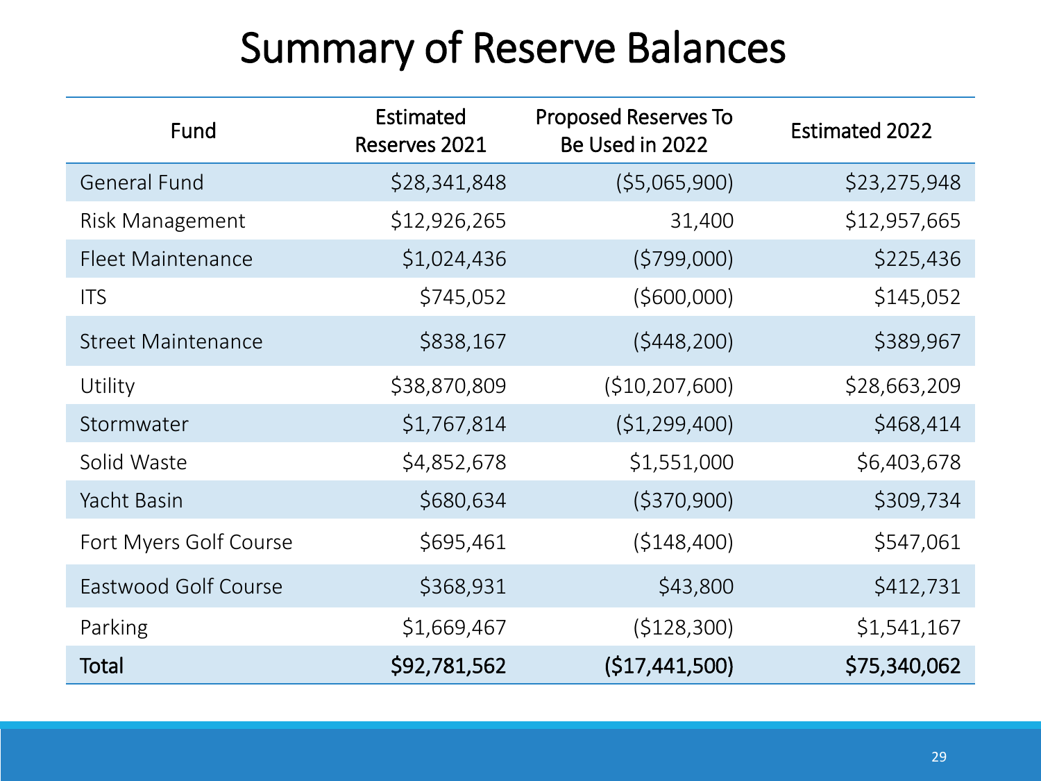# Summary of Reserve Balances

| Fund | Estimated Reserves 2021 | Proposed Reserves To Be Used in 2022 | Estimated 2022 |
|---|---:|---:|---:|
| General Fund | $28,341,848 | ($5,065,900) | $23,275,948 |
| Risk Management | $12,926,265 | 31,400 | $12,957,665 |
| Fleet Maintenance | $1,024,436 | ($799,000) | $225,436 |
| ITS | $745,052 | ($600,000) | $145,052 |
| Street Maintenance | $838,167 | ($448,200) | $389,967 |
| Utility | $38,870,809 | ($10,207,600) | $28,663,209 |
| Stormwater | $1,767,814 | ($1,299,400) | $468,414 |
| Solid Waste | $4,852,678 | $1,551,000 | $6,403,678 |
| Yacht Basin | $680,634 | ($370,900) | $309,734 |
| Fort Myers Golf Course | $695,461 | ($148,400) | $547,061 |
| Eastwood Golf Course | $368,931 | $43,800 | $412,731 |
| Parking | $1,669,467 | ($128,300) | $1,541,167 |
| **Total** | **$92,781,562** | **($17,441,500)** | **$75,340,062** |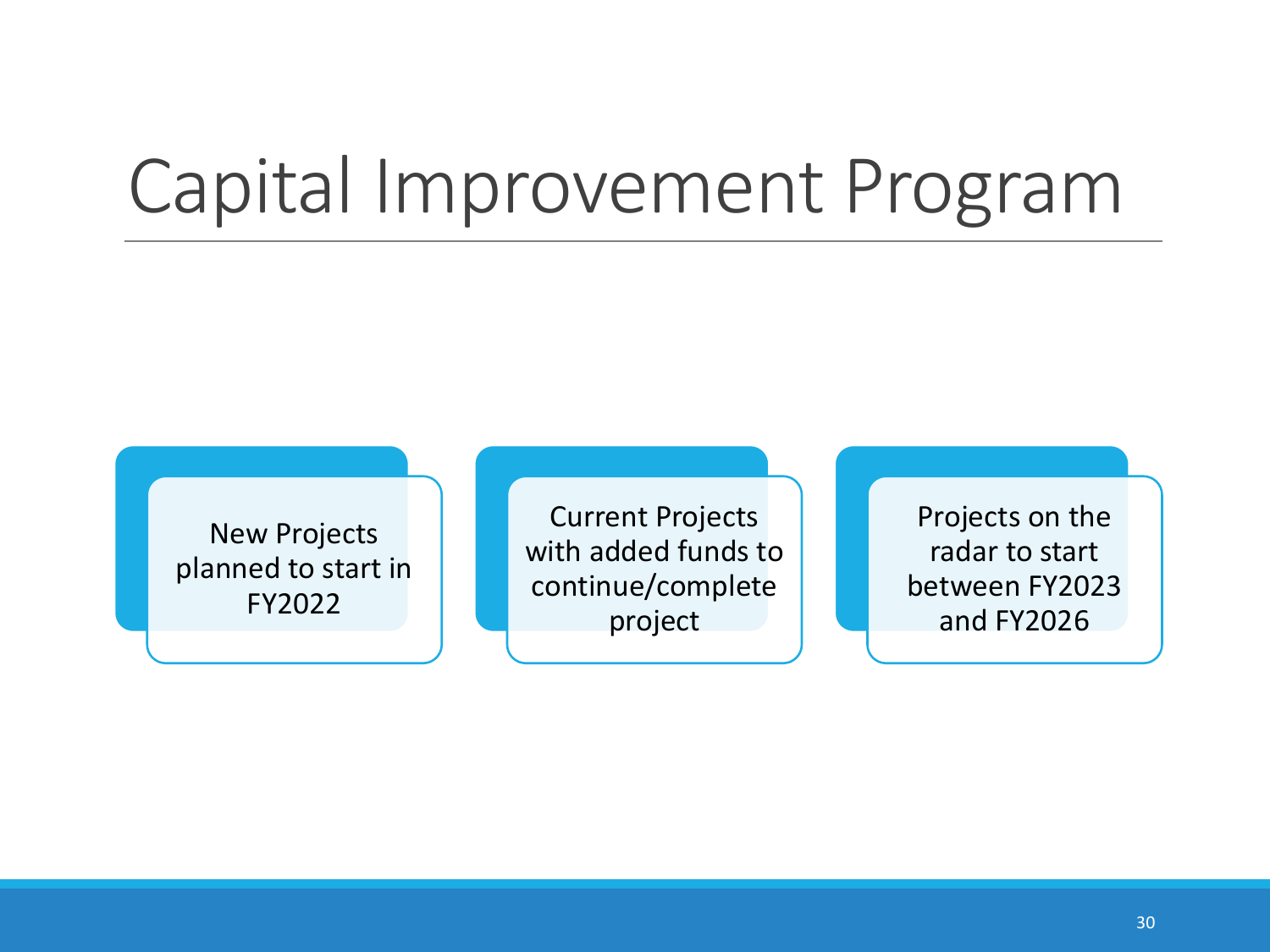# Capital Improvement Program

- New Projects planned to start in FY2022
- Current Projects with added funds to continue/complete project
- Projects on the radar to start between FY2023 and FY2026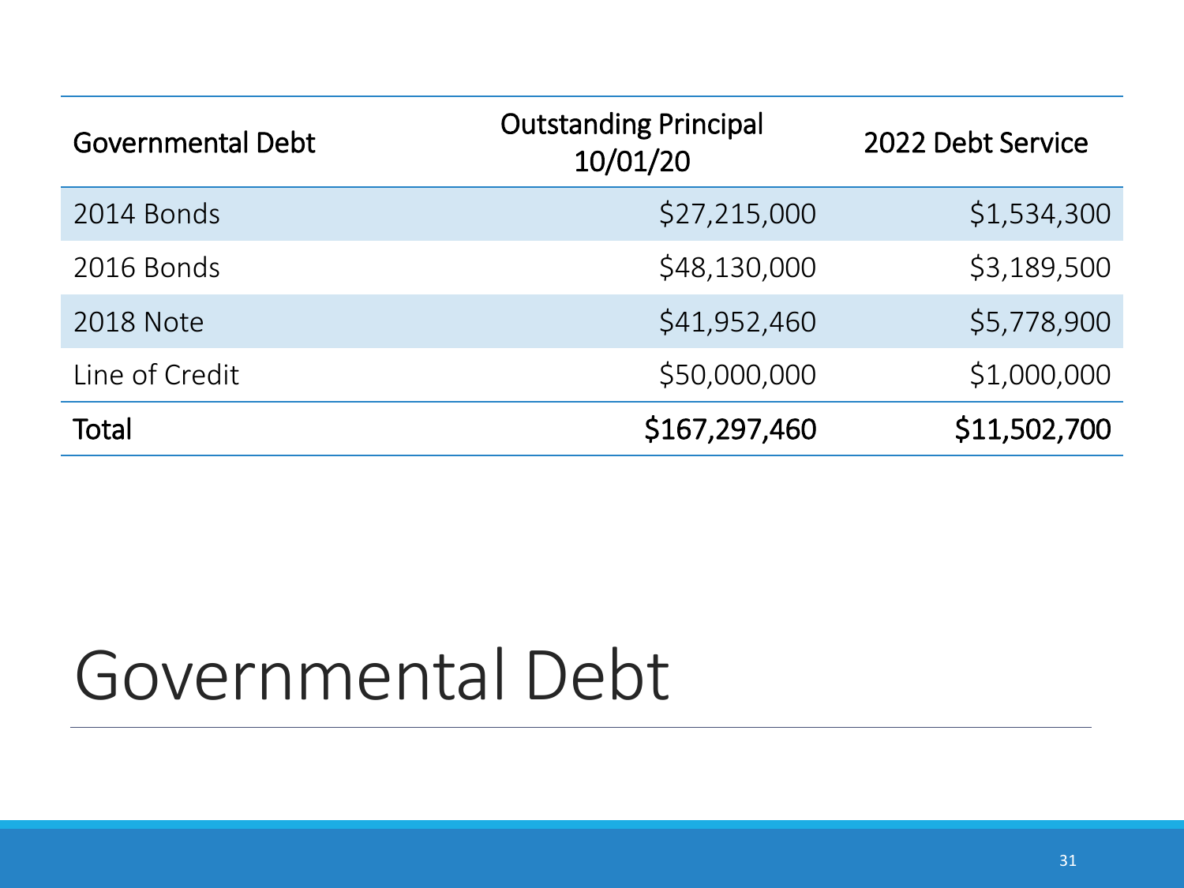| Governmental Debt | Outstanding Principal 10/01/20 | 2022 Debt Service |
|---|---|---|
| 2014 Bonds | $27,215,000 | $1,534,300 |
| 2016 Bonds | $48,130,000 | $3,189,500 |
| 2018 Note | $41,952,460 | $5,778,900 |
| Line of Credit | $50,000,000 | $1,000,000 |
| **Total** | **$167,297,460** | **$11,502,700** |

# Governmental Debt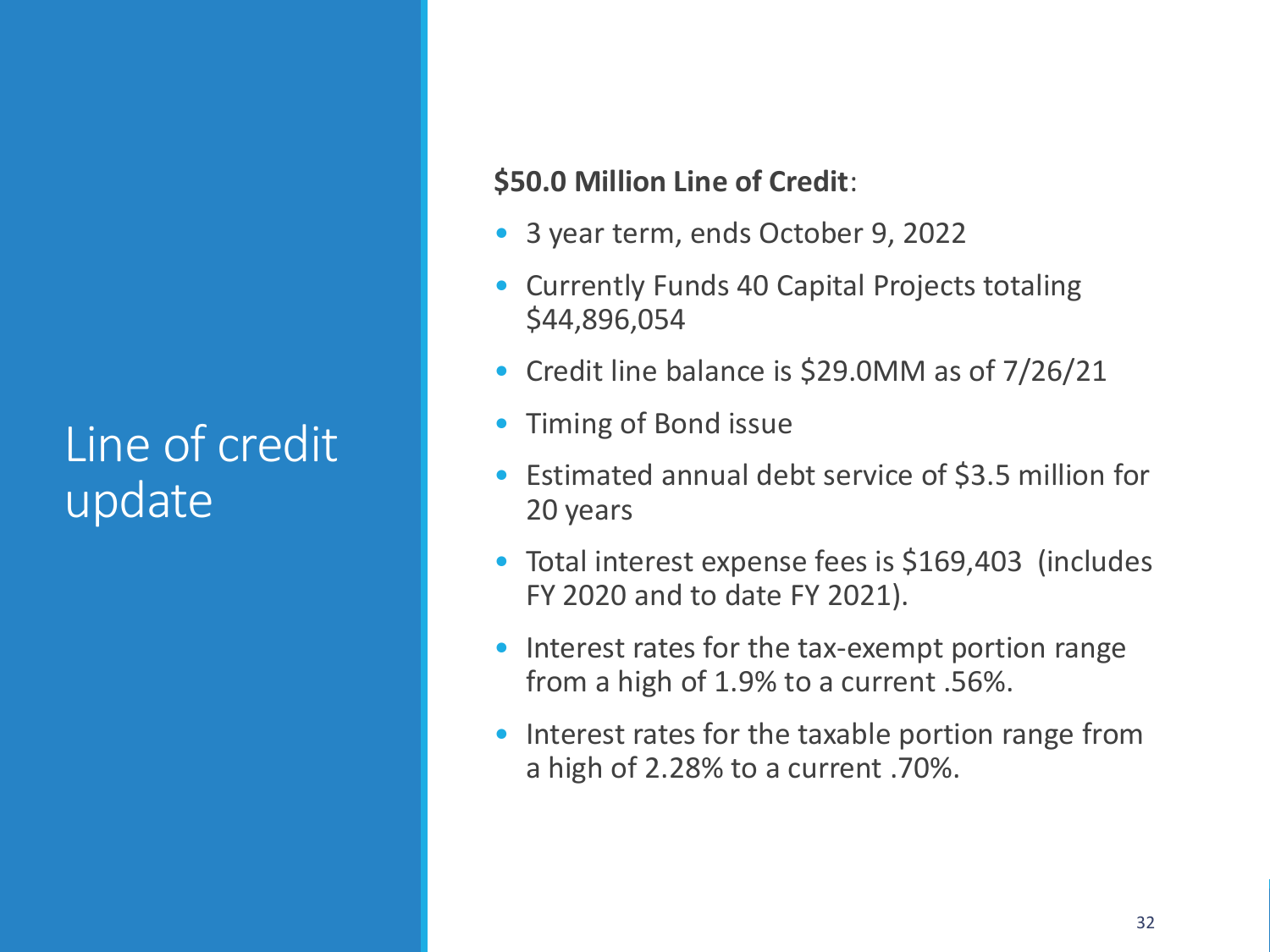# Line of credit update

**$50.0 Million Line of Credit**:

- 3 year term, ends October 9, 2022
- Currently Funds 40 Capital Projects totaling $44,896,054
- Credit line balance is $29.0MM as of 7/26/21
- Timing of Bond issue
- Estimated annual debt service of $3.5 million for 20 years
- Total interest expense fees is $169,403 (includes FY 2020 and to date FY 2021).
- Interest rates for the tax-exempt portion range from a high of 1.9% to a current .56%.
- Interest rates for the taxable portion range from a high of 2.28% to a current .70%.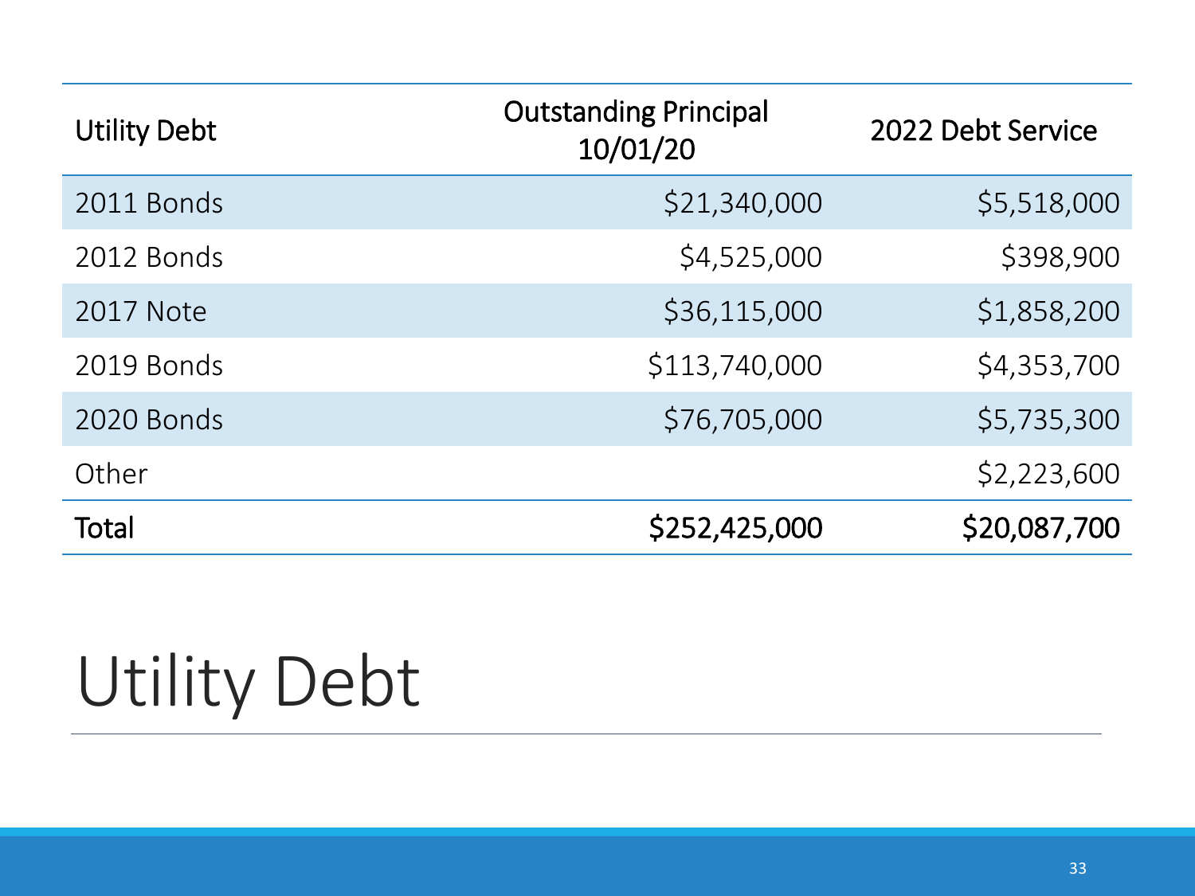| Utility Debt | Outstanding Principal 10/01/20 | 2022 Debt Service |
|---|---|---|
| 2011 Bonds | $21,340,000 | $5,518,000 |
| 2012 Bonds | $4,525,000 | $398,900 |
| 2017 Note | $36,115,000 | $1,858,200 |
| 2019 Bonds | $113,740,000 | $4,353,700 |
| 2020 Bonds | $76,705,000 | $5,735,300 |
| Other | | $2,223,600 |
| **Total** | **$252,425,000** | **$20,087,700** |

# Utility Debt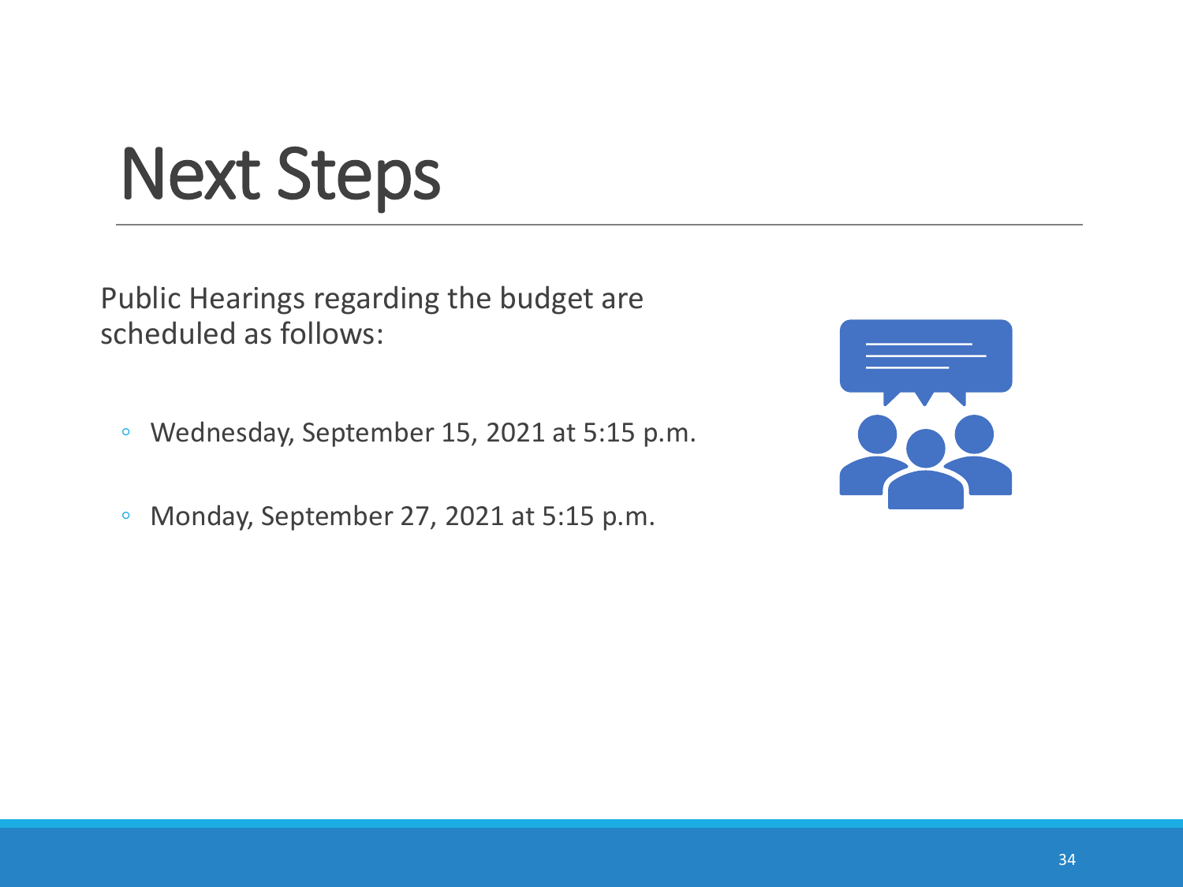# Next Steps

Public Hearings regarding the budget are scheduled as follows:

- Wednesday, September 15, 2021 at 5:15 p.m.
- Monday, September 27, 2021 at 5:15 p.m.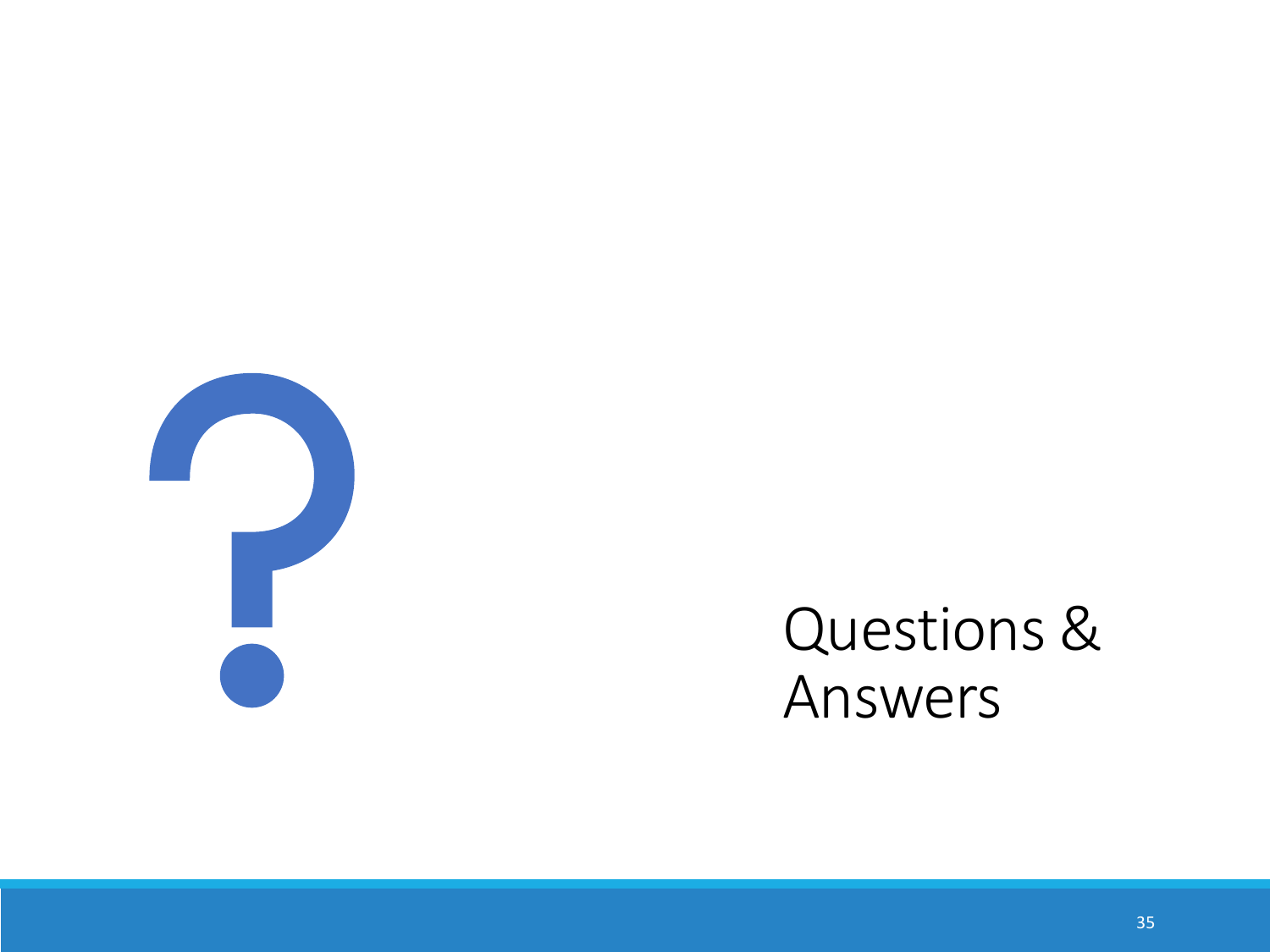# Questions & Answers